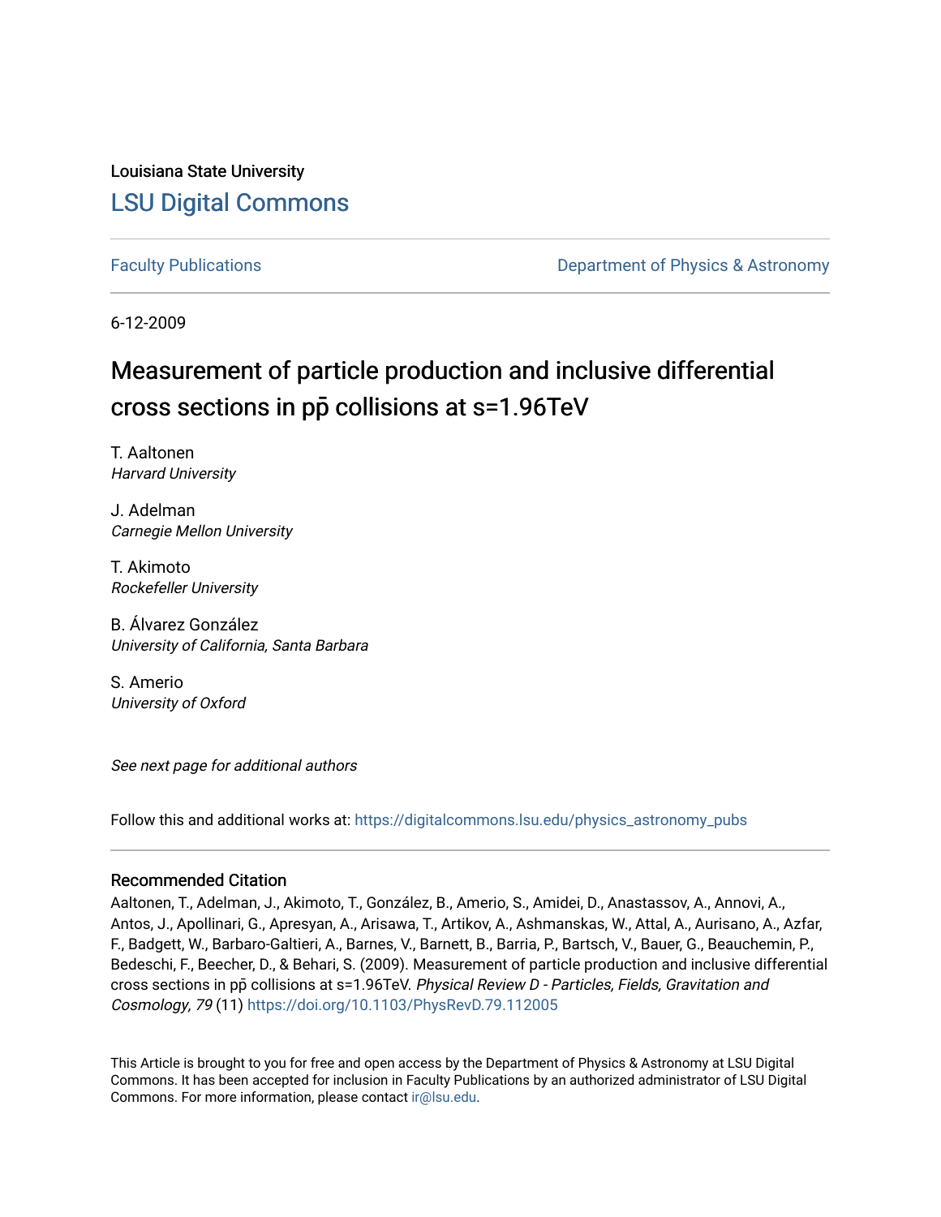Louisiana State University

## LSU Digital Commons

Faculty Publications

Department of Physics & Astronomy

6-12-2009

# Measurement of particle production and inclusive differential cross sections in pp̄ collisions at s=1.96TeV

T. Aaltonen
*Harvard University*

J. Adelman
*Carnegie Mellon University*

T. Akimoto
*Rockefeller University*

B. Álvarez González
*University of California, Santa Barbara*

S. Amerio
*University of Oxford*

*See next page for additional authors*

Follow this and additional works at: https://digitalcommons.lsu.edu/physics_astronomy_pubs

### Recommended Citation

Aaltonen, T., Adelman, J., Akimoto, T., González, B., Amerio, S., Amidei, D., Anastassov, A., Annovi, A., Antos, J., Apollinari, G., Apresyan, A., Arisawa, T., Artikov, A., Ashmanskas, W., Attal, A., Aurisano, A., Azfar, F., Badgett, W., Barbaro-Galtieri, A., Barnes, V., Barnett, B., Barria, P., Bartsch, V., Bauer, G., Beauchemin, P., Bedeschi, F., Beecher, D., & Behari, S. (2009). Measurement of particle production and inclusive differential cross sections in pp̄ collisions at s=1.96TeV. *Physical Review D - Particles, Fields, Gravitation and Cosmology, 79* (11) https://doi.org/10.1103/PhysRevD.79.112005

This Article is brought to you for free and open access by the Department of Physics & Astronomy at LSU Digital Commons. It has been accepted for inclusion in Faculty Publications by an authorized administrator of LSU Digital Commons. For more information, please contact ir@lsu.edu.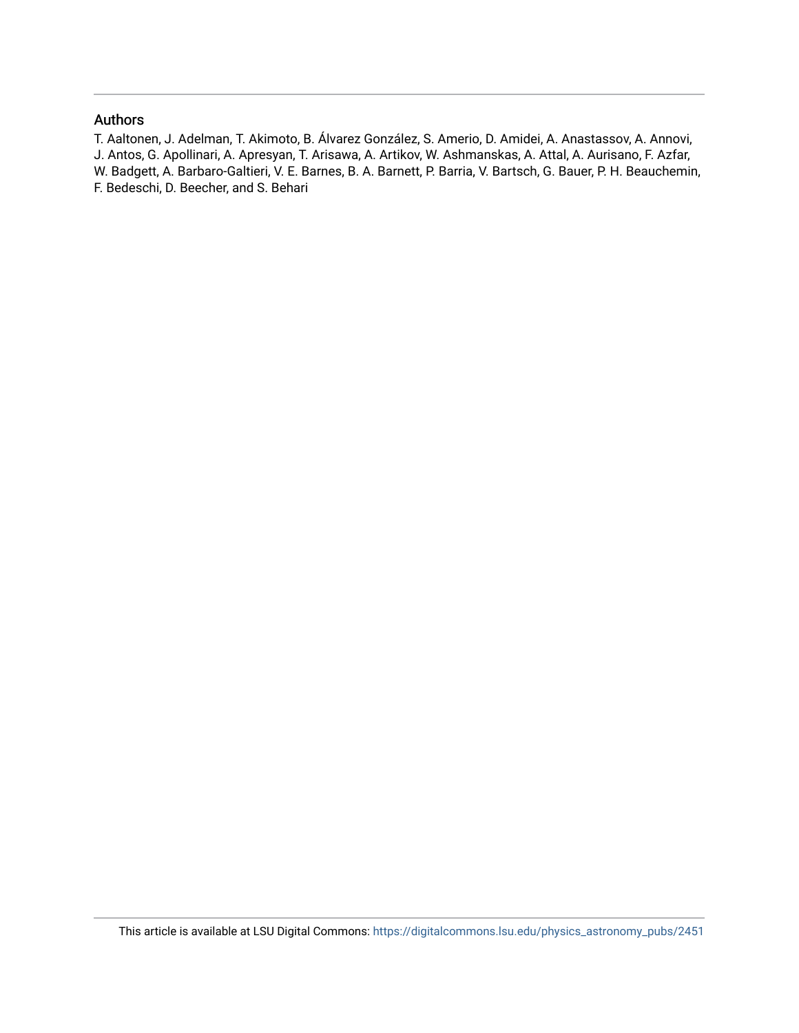## Authors

T. Aaltonen, J. Adelman, T. Akimoto, B. Álvarez González, S. Amerio, D. Amidei, A. Anastassov, A. Annovi, J. Antos, G. Apollinari, A. Apresyan, T. Arisawa, A. Artikov, W. Ashmanskas, A. Attal, A. Aurisano, F. Azfar, W. Badgett, A. Barbaro-Galtieri, V. E. Barnes, B. A. Barnett, P. Barria, V. Bartsch, G. Bauer, P. H. Beauchemin, F. Bedeschi, D. Beecher, and S. Behari

This article is available at LSU Digital Commons: https://digitalcommons.lsu.edu/physics_astronomy_pubs/2451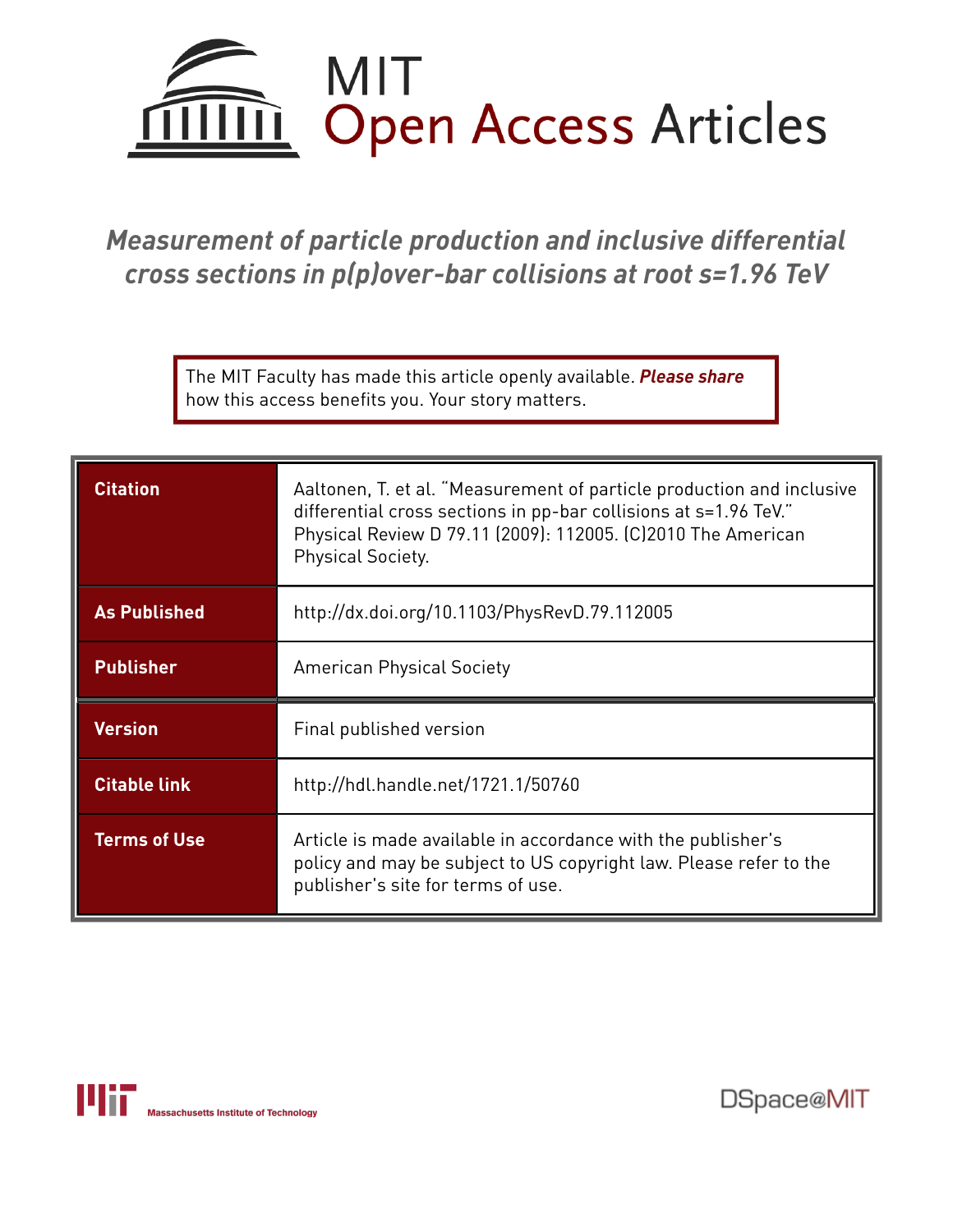# Measurement of particle production and inclusive differential cross sections in p(p)over-bar collisions at root s=1.96 TeV

The MIT Faculty has made this article openly available. ***Please share*** how this access benefits you. Your story matters.

| | |
|---|---|
| **Citation** | Aaltonen, T. et al. "Measurement of particle production and inclusive differential cross sections in pp-bar collisions at s=1.96 TeV." Physical Review D 79.11 (2009): 112005. (C)2010 The American Physical Society. |
| **As Published** | http://dx.doi.org/10.1103/PhysRevD.79.112005 |
| **Publisher** | American Physical Society |
| **Version** | Final published version |
| **Citable link** | http://hdl.handle.net/1721.1/50760 |
| **Terms of Use** | Article is made available in accordance with the publisher's policy and may be subject to US copyright law. Please refer to the publisher's site for terms of use. |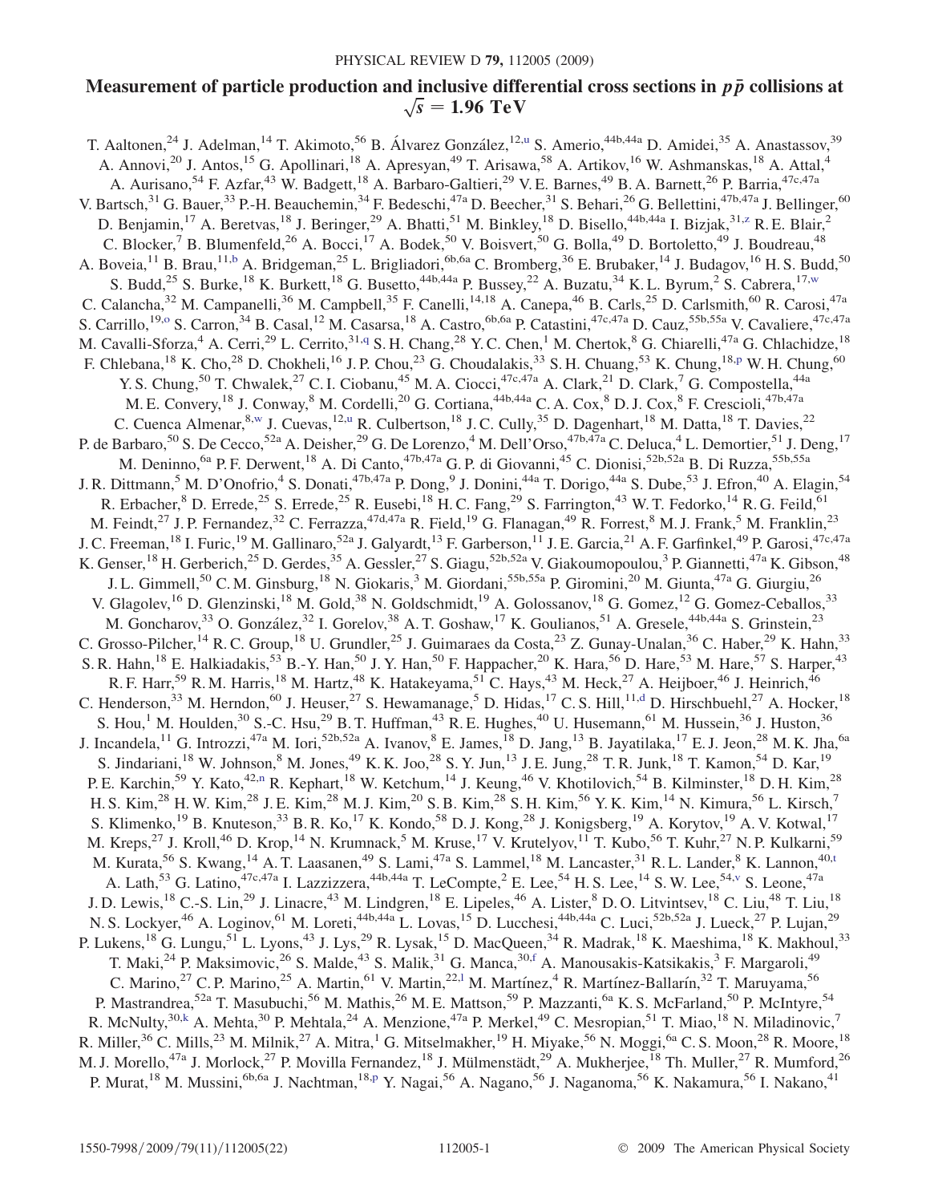# Measurement of particle production and inclusive differential cross sections in $p\bar{p}$ collisions at $\sqrt{s} = 1.96$ TeV

T. Aaltonen,[24] J. Adelman,[14] T. Akimoto,[56] B. Álvarez González,[12,u] S. Amerio,[44b,44a] D. Amidei,[35] A. Anastassov,[39] A. Annovi,[20] J. Antos,[15] G. Apollinari,[18] A. Apresyan,[49] T. Arisawa,[58] A. Artikov,[16] W. Ashmanskas,[18] A. Attal,[4] A. Aurisano,[54] F. Azfar,[43] W. Badgett,[18] A. Barbaro-Galtieri,[29] V. E. Barnes,[49] B. A. Barnett,[26] P. Barria,[47c,47a] V. Bartsch,[31] G. Bauer,[33] P.-H. Beauchemin,[34] F. Bedeschi,[47a] D. Beecher,[31] S. Behari,[26] G. Bellettini,[47b,47a] J. Bellinger,[60] D. Benjamin,[17] A. Beretvas,[18] J. Beringer,[29] A. Bhatti,[51] M. Binkley,[18] D. Bisello,[44b,44a] I. Bizjak,[31,z] R. E. Blair,[2] C. Blocker,[7] B. Blumenfeld,[26] A. Bocci,[17] A. Bodek,[50] V. Boisvert,[50] G. Bolla,[49] D. Bortoletto,[49] J. Boudreau,[48] A. Boveia,[11] B. Brau,[11,b] A. Bridgeman,[25] L. Brigliadori,[6b,6a] C. Bromberg,[36] E. Brubaker,[14] J. Budagov,[16] H. S. Budd,[50] S. Budd,[25] S. Burke,[18] K. Burkett,[18] G. Busetto,[44b,44a] P. Bussey,[22] A. Buzatu,[34] K. L. Byrum,[2] S. Cabrera,[17,w] C. Calancha,[32] M. Campanelli,[36] M. Campbell,[35] F. Canelli,[14,18] A. Canepa,[46] B. Carls,[25] D. Carlsmith,[60] R. Carosi,[47a] S. Carrillo,[19,o] S. Carron,[34] B. Casal,[12] M. Casarsa,[18] A. Castro,[6b,6a] P. Catastini,[47c,47a] D. Cauz,[55b,55a] V. Cavaliere,[47c,47a] M. Cavalli-Sforza,[4] A. Cerri,[29] L. Cerrito,[31,q] S. H. Chang,[28] Y. C. Chen,[1] M. Chertok,[8] G. Chiarelli,[47a] G. Chlachidze,[18] F. Chlebana,[18] K. Cho,[28] D. Chokheli,[16] J. P. Chou,[23] G. Choudalakis,[33] S. H. Chuang,[53] K. Chung,[18,p] W. H. Chung,[60] Y. S. Chung,[50] T. Chwalek,[27] C. I. Ciobanu,[45] M. A. Ciocci,[47c,47a] A. Clark,[21] D. Clark,[7] G. Compostella,[44a] M. E. Convery,[18] J. Conway,[8] M. Cordelli,[20] G. Cortiana,[44b,44a] C. A. Cox,[8] D. J. Cox,[8] F. Crescioli,[47b,47a] C. Cuenca Almenar,[8,w] J. Cuevas,[12,u] R. Culbertson,[18] J. C. Cully,[35] D. Dagenhart,[18] M. Datta,[18] T. Davies,[22] P. de Barbaro,[50] S. De Cecco,[52a] A. Deisher,[29] G. De Lorenzo,[4] M. Dell'Orso,[47b,47a] C. Deluca,[4] L. Demortier,[51] J. Deng,[17] M. Deninno,[6a] P. F. Derwent,[18] A. Di Canto,[47b,47a] G. P. di Giovanni,[45] C. Dionisi,[52b,52a] B. Di Ruzza,[55b,55a] J. R. Dittmann,[5] M. D'Onofrio,[4] S. Donati,[47b,47a] P. Dong,[9] J. Donini,[44a] T. Dorigo,[44a] S. Dube,[53] J. Efron,[40] A. Elagin,[54] R. Erbacher,[8] D. Errede,[25] S. Errede,[25] R. Eusebi,[18] H. C. Fang,[29] S. Farrington,[43] W. T. Fedorko,[14] R. G. Feild,[61] M. Feindt,[27] J. P. Fernandez,[32] C. Ferrazza,[47d,47a] R. Field,[19] G. Flanagan,[49] R. Forrest,[8] M. J. Frank,[5] M. Franklin,[23] J. C. Freeman,[18] I. Furic,[19] M. Gallinaro,[52a] J. Galyardt,[13] F. Garberson,[11] J. E. Garcia,[21] A. F. Garfinkel,[49] P. Garosi,[47c,47a] K. Genser,[18] H. Gerberich,[25] D. Gerdes,[35] A. Gessler,[27] S. Giagu,[52b,52a] V. Giakoumopoulou,[3] P. Giannetti,[47a] K. Gibson,[48] J. L. Gimmell,[50] C. M. Ginsburg,[18] N. Giokaris,[3] M. Giordani,[55b,55a] P. Giromini,[20] M. Giunta,[47a] G. Giurgiu,[26] V. Glagolev,[16] D. Glenzinski,[18] M. Gold,[38] N. Goldschmidt,[19] A. Golossanov,[18] G. Gomez,[12] G. Gomez-Ceballos,[33] M. Goncharov,[33] O. González,[32] I. Gorelov,[38] A. T. Goshaw,[17] K. Goulianos,[51] A. Gresele,[44b,44a] S. Grinstein,[23] C. Grosso-Pilcher,[14] R. C. Group,[18] U. Grundler,[25] J. Guimaraes da Costa,[23] Z. Gunay-Unalan,[36] C. Haber,[29] K. Hahn,[33] S. R. Hahn,[18] E. Halkiadakis,[53] B.-Y. Han,[50] J. Y. Han,[50] F. Happacher,[20] K. Hara,[56] D. Hare,[53] M. Hare,[57] S. Harper,[43] R. F. Harr,[59] R. M. Harris,[18] M. Hartz,[48] K. Hatakeyama,[51] C. Hays,[43] M. Heck,[27] A. Heijboer,[46] J. Heinrich,[46] C. Henderson,[33] M. Herndon,[60] J. Heuser,[27] S. Hewamanage,[5] D. Hidas,[17] C. S. Hill,[11,d] D. Hirschbuehl,[27] A. Hocker,[18] S. Hou,[1] M. Houlden,[30] S.-C. Hsu,[29] B. T. Huffman,[43] R. E. Hughes,[40] U. Husemann,[61] M. Hussein,[36] J. Huston,[36] J. Incandela,[11] G. Introzzi,[47a] M. Iori,[52b,52a] A. Ivanov,[8] E. James,[18] D. Jang,[13] B. Jayatilaka,[17] E. J. Jeon,[28] M. K. Jha,[6a] S. Jindariani,[18] W. Johnson,[8] M. Jones,[49] K. K. Joo,[28] S. Y. Jun,[13] J. E. Jung,[28] T. R. Junk,[18] T. Kamon,[54] D. Kar,[19] P. E. Karchin,[59] Y. Kato,[42,n] R. Kephart,[18] W. Ketchum,[14] J. Keung,[46] V. Khotilovich,[54] B. Kilminster,[18] D. H. Kim,[28] H. S. Kim,[28] H. W. Kim,[28] J. E. Kim,[28] M. J. Kim,[20] S. B. Kim,[28] S. H. Kim,[56] Y. K. Kim,[14] N. Kimura,[56] L. Kirsch,[7] S. Klimenko,[19] B. Knuteson,[33] B. R. Ko,[17] K. Kondo,[58] D. J. Kong,[28] J. Konigsberg,[19] A. Korytov,[19] A. V. Kotwal,[17] M. Kreps,[27] J. Kroll,[46] D. Krop,[14] N. Krumnack,[5] M. Kruse,[17] V. Krutelyov,[11] T. Kubo,[56] T. Kuhr,[27] N. P. Kulkarni,[59] M. Kurata,[56] S. Kwang,[14] A. T. Laasanen,[49] S. Lami,[47a] S. Lammel,[18] M. Lancaster,[31] R. L. Lander,[8] K. Lannon,[40,t] A. Lath,[53] G. Latino,[47c,47a] I. Lazzizzera,[44b,44a] T. LeCompte,[2] E. Lee,[54] H. S. Lee,[14] S. W. Lee,[54,v] S. Leone,[47a] J. D. Lewis,[18] C.-S. Lin,[29] J. Linacre,[43] M. Lindgren,[18] E. Lipeles,[46] A. Lister,[8] D. O. Litvintsev,[18] C. Liu,[48] T. Liu,[18] N. S. Lockyer,[46] A. Loginov,[61] M. Loreti,[44b,44a] L. Lovas,[15] D. Lucchesi,[44b,44a] C. Luci,[52b,52a] J. Lueck,[27] P. Lujan,[29] P. Lukens,[18] G. Lungu,[51] L. Lyons,[43] J. Lys,[29] R. Lysak,[15] D. MacQueen,[34] R. Madrak,[18] K. Maeshima,[18] K. Makhoul,[33] T. Maki,[24] P. Maksimovic,[26] S. Malde,[43] S. Malik,[31] G. Manca,[30,f] A. Manousakis-Katsikakis,[3] F. Margaroli,[49] C. Marino,[27] C. P. Marino,[25] A. Martin,[61] V. Martin,[22,l] M. Martínez,[4] R. Martínez-Ballarín,[32] T. Maruyama,[56] P. Mastrandrea,[52a] T. Masubuchi,[56] M. Mathis,[26] M. E. Mattson,[59] P. Mazzanti,[6a] K. S. McFarland,[50] P. McIntyre,[54] R. McNulty,[30,k] A. Mehta,[30] P. Mehtala,[24] A. Menzione,[47a] P. Merkel,[49] C. Mesropian,[51] T. Miao,[18] N. Miladinovic,[7] R. Miller,[36] C. Mills,[23] M. Milnik,[27] A. Mitra,[1] G. Mitselmakher,[19] H. Miyake,[56] N. Moggi,[6a] C. S. Moon,[28] R. Moore,[18] M. J. Morello,[47a] J. Morlock,[27] P. Movilla Fernandez,[18] J. Mülmenstädt,[29] A. Mukherjee,[18] Th. Muller,[27] R. Mumford,[26] P. Murat,[18] M. Mussini,[6b,6a] J. Nachtman,[18,p] Y. Nagai,[56] A. Nagano,[56] J. Naganoma,[56] K. Nakamura,[56] I. Nakano,[41]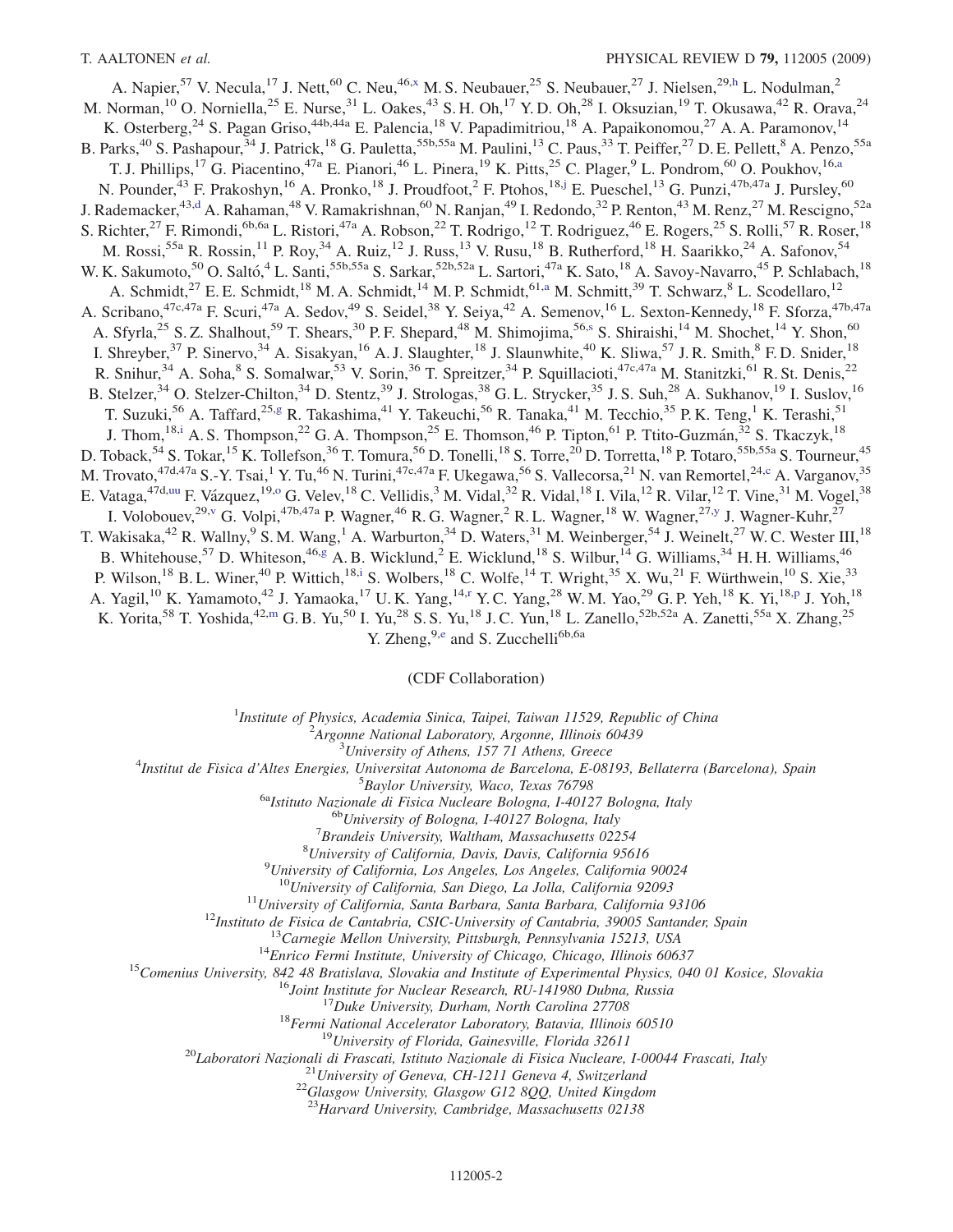A. Napier,[57] V. Necula,[17] J. Nett,[60] C. Neu,[46,x] M. S. Neubauer,[25] S. Neubauer,[27] J. Nielsen,[29,h] L. Nodulman,[2] M. Norman,[10] O. Norniella,[25] E. Nurse,[31] L. Oakes,[43] S. H. Oh,[17] Y. D. Oh,[28] I. Oksuzian,[19] T. Okusawa,[42] R. Orava,[24] K. Osterberg,[24] S. Pagan Griso,[44b,44a] E. Palencia,[18] V. Papadimitriou,[18] A. Papaikonomou,[27] A. A. Paramonov,[14] B. Parks,[40] S. Pashapour,[34] J. Patrick,[18] G. Pauletta,[55b,55a] M. Paulini,[13] C. Paus,[33] T. Peiffer,[27] D. E. Pellett,[8] A. Penzo,[55a] T. J. Phillips,[17] G. Piacentino,[47a] E. Pianori,[46] L. Pinera,[19] K. Pitts,[25] C. Plager,[9] L. Pondrom,[60] O. Poukhov,[16,a] N. Pounder,[43] F. Prakoshyn,[16] A. Pronko,[18] J. Proudfoot,[2] F. Ptohos,[18,j] E. Pueschel,[13] G. Punzi,[47b,47a] J. Pursley,[60] J. Rademacker,[43,d] A. Rahaman,[48] V. Ramakrishnan,[60] N. Ranjan,[49] I. Redondo,[32] P. Renton,[43] M. Renz,[27] M. Rescigno,[52a] S. Richter,[27] F. Rimondi,[6b,6a] L. Ristori,[47a] A. Robson,[22] T. Rodrigo,[12] T. Rodriguez,[46] E. Rogers,[25] S. Rolli,[57] R. Roser,[18] M. Rossi,[55a] R. Rossin,[11] P. Roy,[34] A. Ruiz,[12] J. Russ,[13] V. Rusu,[18] B. Rutherford,[18] H. Saarikko,[24] A. Safonov,[54] W. K. Sakumoto,[50] O. Saltó,[4] L. Santi,[55b,55a] S. Sarkar,[52b,52a] L. Sartori,[47a] K. Sato,[18] A. Savoy-Navarro,[45] P. Schlabach,[18] A. Schmidt,[27] E. E. Schmidt,[18] M. A. Schmidt,[14] M. P. Schmidt,[61,a] M. Schmitt,[39] T. Schwarz,[8] L. Scodellaro,[12] A. Scribano,[47c,47a] F. Scuri,[47a] A. Sedov,[49] S. Seidel,[38] Y. Seiya,[42] A. Semenov,[16] L. Sexton-Kennedy,[18] F. Sforza,[47b,47a] A. Sfyrla,[25] S. Z. Shalhout,[59] T. Shears,[30] P. F. Shepard,[48] M. Shimojima,[56,s] S. Shiraishi,[14] M. Shochet,[14] Y. Shon,[60] I. Shreyber,[37] P. Sinervo,[34] A. Sisakyan,[16] A. J. Slaughter,[18] J. Slaunwhite,[40] K. Sliwa,[57] J. R. Smith,[8] F. D. Snider,[18] R. Snihur,[34] A. Soha,[8] S. Somalwar,[53] V. Sorin,[36] T. Spreitzer,[34] P. Squillacioti,[47c,47a] M. Stanitzki,[61] R. St. Denis,[22] B. Stelzer,[34] O. Stelzer-Chilton,[34] D. Stentz,[39] J. Strologas,[38] G. L. Strycker,[35] J. S. Suh,[28] A. Sukhanov,[19] I. Suslov,[16] T. Suzuki,[56] A. Taffard,[25,g] R. Takashima,[41] Y. Takeuchi,[56] R. Tanaka,[41] M. Tecchio,[35] P. K. Teng,[1] K. Terashi,[51] J. Thom,[18,i] A. S. Thompson,[22] G. A. Thompson,[25] E. Thomson,[46] P. Tipton,[61] P. Ttito-Guzmán,[32] S. Tkaczyk,[18] D. Toback,[54] S. Tokar,[15] K. Tollefson,[36] T. Tomura,[56] D. Tonelli,[18] S. Torre,[20] D. Torretta,[18] P. Totaro,[55b,55a] S. Tourneur,[45] M. Trovato,[47d,47a] S.-Y. Tsai,[1] Y. Tu,[46] N. Turini,[47c,47a] F. Ukegawa,[56] S. Vallecorsa,[21] N. van Remortel,[24,c] A. Varganov,[35] E. Vataga,[47d,uu] F. Vázquez,[19,o] G. Velev,[18] C. Vellidis,[3] M. Vidal,[32] R. Vidal,[18] I. Vila,[12] R. Vilar,[12] T. Vine,[31] M. Vogel,[38] I. Volobouev,[29,v] G. Volpi,[47b,47a] P. Wagner,[46] R. G. Wagner,[2] R. L. Wagner,[18] W. Wagner,[27,y] J. Wagner-Kuhr,[27] T. Wakisaka,[42] R. Wallny,[9] S. M. Wang,[1] A. Warburton,[34] D. Waters,[31] M. Weinberger,[54] J. Weinelt,[27] W. C. Wester III,[18] B. Whitehouse,[57] D. Whiteson,[46,g] A. B. Wicklund,[2] E. Wicklund,[18] S. Wilbur,[14] G. Williams,[34] H. H. Williams,[46] P. Wilson,[18] B. L. Winer,[40] P. Wittich,[18,i] S. Wolbers,[18] C. Wolfe,[14] T. Wright,[35] X. Wu,[21] F. Würthwein,[10] S. Xie,[33] A. Yagil,[10] K. Yamamoto,[42] J. Yamaoka,[17] U. K. Yang,[14,r] Y. C. Yang,[28] W. M. Yao,[29] G. P. Yeh,[18] K. Yi,[18,p] J. Yoh,[18] K. Yorita,[58] T. Yoshida,[42,m] G. B. Yu,[50] I. Yu,[28] S. S. Yu,[18] J. C. Yun,[18] L. Zanello,[52b,52a] A. Zanetti,[55a] X. Zhang,[25] Y. Zheng,[9,e] and S. Zucchelli[6b,6a]

(CDF Collaboration)

[1]*Institute of Physics, Academia Sinica, Taipei, Taiwan 11529, Republic of China*
[2]*Argonne National Laboratory, Argonne, Illinois 60439*
[3]*University of Athens, 157 71 Athens, Greece*
[4]*Institut de Fisica d'Altes Energies, Universitat Autonoma de Barcelona, E-08193, Bellaterra (Barcelona), Spain*
[5]*Baylor University, Waco, Texas 76798*
[6a]*Istituto Nazionale di Fisica Nucleare Bologna, I-40127 Bologna, Italy*
[6b]*University of Bologna, I-40127 Bologna, Italy*
[7]*Brandeis University, Waltham, Massachusetts 02254*
[8]*University of California, Davis, Davis, California 95616*
[9]*University of California, Los Angeles, Los Angeles, California 90024*
[10]*University of California, San Diego, La Jolla, California 92093*
[11]*University of California, Santa Barbara, Santa Barbara, California 93106*
[12]*Instituto de Fisica de Cantabria, CSIC-University of Cantabria, 39005 Santander, Spain*
[13]*Carnegie Mellon University, Pittsburgh, Pennsylvania 15213, USA*
[14]*Enrico Fermi Institute, University of Chicago, Chicago, Illinois 60637*
[15]*Comenius University, 842 48 Bratislava, Slovakia and Institute of Experimental Physics, 040 01 Kosice, Slovakia*
[16]*Joint Institute for Nuclear Research, RU-141980 Dubna, Russia*
[17]*Duke University, Durham, North Carolina 27708*
[18]*Fermi National Accelerator Laboratory, Batavia, Illinois 60510*
[19]*University of Florida, Gainesville, Florida 32611*
[20]*Laboratori Nazionali di Frascati, Istituto Nazionale di Fisica Nucleare, I-00044 Frascati, Italy*
[21]*University of Geneva, CH-1211 Geneva 4, Switzerland*
[22]*Glasgow University, Glasgow G12 8QQ, United Kingdom*
[23]*Harvard University, Cambridge, Massachusetts 02138*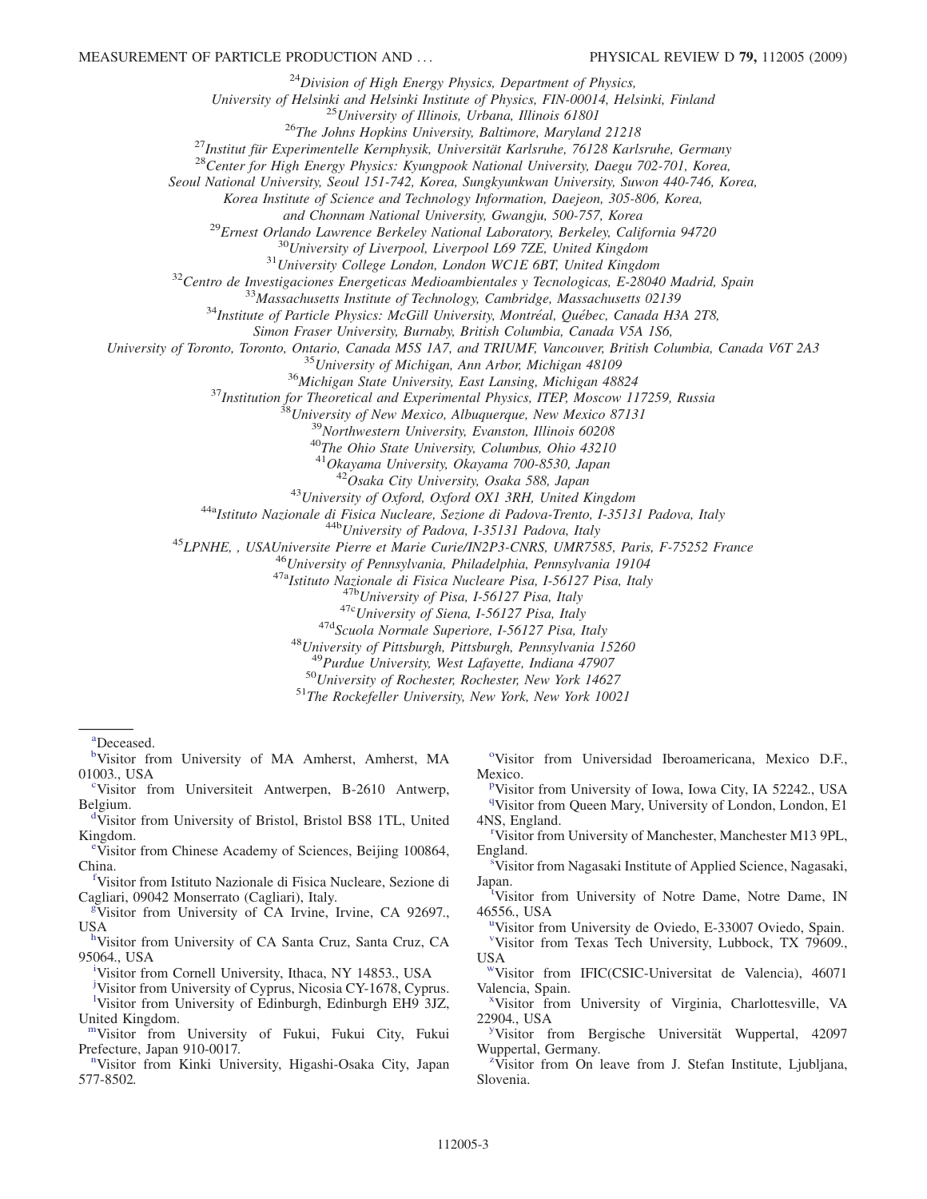[24]*Division of High Energy Physics, Department of Physics, University of Helsinki and Helsinki Institute of Physics, FIN-00014, Helsinki, Finland*

[25]*University of Illinois, Urbana, Illinois 61801*

[26]*The Johns Hopkins University, Baltimore, Maryland 21218*

[27]*Institut für Experimentelle Kernphysik, Universität Karlsruhe, 76128 Karlsruhe, Germany*

[28]*Center for High Energy Physics: Kyungpook National University, Daegu 702-701, Korea, Seoul National University, Seoul 151-742, Korea, Sungkyunkwan University, Suwon 440-746, Korea, Korea Institute of Science and Technology Information, Daejeon, 305-806, Korea, and Chonnam National University, Gwangju, 500-757, Korea*

[29]*Ernest Orlando Lawrence Berkeley National Laboratory, Berkeley, California 94720*

[30]*University of Liverpool, Liverpool L69 7ZE, United Kingdom*

[31]*University College London, London WC1E 6BT, United Kingdom*

[32]*Centro de Investigaciones Energeticas Medioambientales y Tecnologicas, E-28040 Madrid, Spain*

[33]*Massachusetts Institute of Technology, Cambridge, Massachusetts 02139*

[34]*Institute of Particle Physics: McGill University, Montréal, Québec, Canada H3A 2T8, Simon Fraser University, Burnaby, British Columbia, Canada V5A 1S6, University of Toronto, Toronto, Ontario, Canada M5S 1A7, and TRIUMF, Vancouver, British Columbia, Canada V6T 2A3*

[35]*University of Michigan, Ann Arbor, Michigan 48109*

[36]*Michigan State University, East Lansing, Michigan 48824*

[37]*Institution for Theoretical and Experimental Physics, ITEP, Moscow 117259, Russia*

[38]*University of New Mexico, Albuquerque, New Mexico 87131*

[39]*Northwestern University, Evanston, Illinois 60208*

[40]*The Ohio State University, Columbus, Ohio 43210*

[41]*Okayama University, Okayama 700-8530, Japan*

[42]*Osaka City University, Osaka 588, Japan*

[43]*University of Oxford, Oxford OX1 3RH, United Kingdom*

[44a]*Istituto Nazionale di Fisica Nucleare, Sezione di Padova-Trento, I-35131 Padova, Italy*

[44b]*University of Padova, I-35131 Padova, Italy*

[45]*LPNHE, , USAUniversite Pierre et Marie Curie/IN2P3-CNRS, UMR7585, Paris, F-75252 France*

[46]*University of Pennsylvania, Philadelphia, Pennsylvania 19104*

[47a]*Istituto Nazionale di Fisica Nucleare Pisa, I-56127 Pisa, Italy*

[47b]*University of Pisa, I-56127 Pisa, Italy*

[47c]*University of Siena, I-56127 Pisa, Italy*

[47d]*Scuola Normale Superiore, I-56127 Pisa, Italy*

[48]*University of Pittsburgh, Pittsburgh, Pennsylvania 15260*

[49]*Purdue University, West Lafayette, Indiana 47907*

[50]*University of Rochester, Rochester, New York 14627*

[51]*The Rockefeller University, New York, New York 10021*

---

[a]Deceased.

[b]Visitor from University of MA Amherst, Amherst, MA 01003., USA

[c]Visitor from Universiteit Antwerpen, B-2610 Antwerp, Belgium.

[d]Visitor from University of Bristol, Bristol BS8 1TL, United Kingdom.

[e]Visitor from Chinese Academy of Sciences, Beijing 100864, China.

[f]Visitor from Istituto Nazionale di Fisica Nucleare, Sezione di Cagliari, 09042 Monserrato (Cagliari), Italy.

[g]Visitor from University of CA Irvine, Irvine, CA 92697., USA

[h]Visitor from University of CA Santa Cruz, Santa Cruz, CA 95064., USA

[i]Visitor from Cornell University, Ithaca, NY 14853., USA

[j]Visitor from University of Cyprus, Nicosia CY-1678, Cyprus.

[l]Visitor from University of Edinburgh, Edinburgh EH9 3JZ, United Kingdom.

[m]Visitor from University of Fukui, Fukui City, Fukui Prefecture, Japan 910-0017.

[n]Visitor from Kinki University, Higashi-Osaka City, Japan 577-8502.

[o]Visitor from Universidad Iberoamericana, Mexico D.F., Mexico.

[p]Visitor from University of Iowa, Iowa City, IA 52242., USA

[q]Visitor from Queen Mary, University of London, London, E1 4NS, England.

[r]Visitor from University of Manchester, Manchester M13 9PL, England.

[s]Visitor from Nagasaki Institute of Applied Science, Nagasaki, Japan.

[t]Visitor from University of Notre Dame, Notre Dame, IN 46556., USA

[u]Visitor from University de Oviedo, E-33007 Oviedo, Spain.

[v]Visitor from Texas Tech University, Lubbock, TX 79609., USA

[w]Visitor from IFIC(CSIC-Universitat de Valencia), 46071 Valencia, Spain.

[x]Visitor from University of Virginia, Charlottesville, VA 22904., USA

[y]Visitor from Bergische Universität Wuppertal, 42097 Wuppertal, Germany.

[z]Visitor from On leave from J. Stefan Institute, Ljubljana, Slovenia.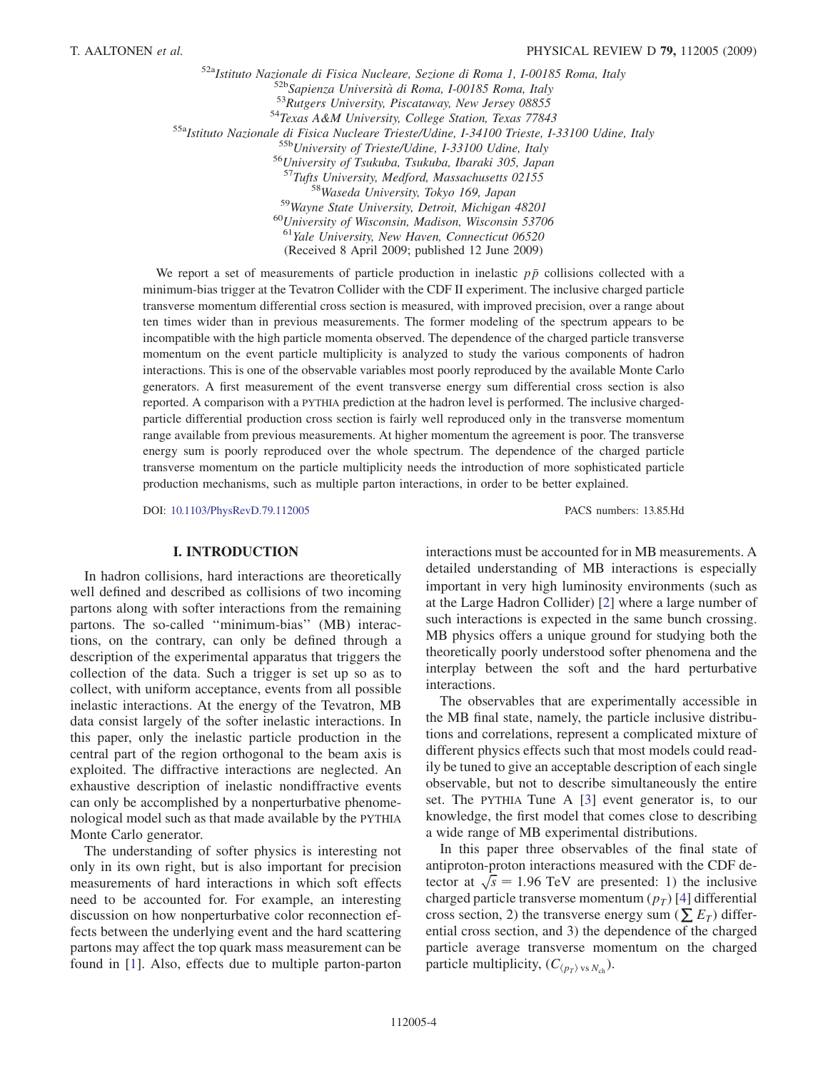[52a]*Istituto Nazionale di Fisica Nucleare, Sezione di Roma 1, I-00185 Roma, Italy*
[52b]*Sapienza Università di Roma, I-00185 Roma, Italy*
[53]*Rutgers University, Piscataway, New Jersey 08855*
[54]*Texas A&M University, College Station, Texas 77843*
[55a]*Istituto Nazionale di Fisica Nucleare Trieste/Udine, I-34100 Trieste, I-33100 Udine, Italy*
[55b]*University of Trieste/Udine, I-33100 Udine, Italy*
[56]*University of Tsukuba, Tsukuba, Ibaraki 305, Japan*
[57]*Tufts University, Medford, Massachusetts 02155*
[58]*Waseda University, Tokyo 169, Japan*
[59]*Wayne State University, Detroit, Michigan 48201*
[60]*University of Wisconsin, Madison, Wisconsin 53706*
[61]*Yale University, New Haven, Connecticut 06520*
(Received 8 April 2009; published 12 June 2009)

We report a set of measurements of particle production in inelastic $p\bar{p}$ collisions collected with a minimum-bias trigger at the Tevatron Collider with the CDF II experiment. The inclusive charged particle transverse momentum differential cross section is measured, with improved precision, over a range about ten times wider than in previous measurements. The former modeling of the spectrum appears to be incompatible with the high particle momenta observed. The dependence of the charged particle transverse momentum on the event particle multiplicity is analyzed to study the various components of hadron interactions. This is one of the observable variables most poorly reproduced by the available Monte Carlo generators. A first measurement of the event transverse energy sum differential cross section is also reported. A comparison with a PYTHIA prediction at the hadron level is performed. The inclusive charged-particle differential production cross section is fairly well reproduced only in the transverse momentum range available from previous measurements. At higher momentum the agreement is poor. The transverse energy sum is poorly reproduced over the whole spectrum. The dependence of the charged particle transverse momentum on the particle multiplicity needs the introduction of more sophisticated particle production mechanisms, such as multiple parton interactions, in order to be better explained.

DOI: 10.1103/PhysRevD.79.112005 PACS numbers: 13.85.Hd

## I. INTRODUCTION

In hadron collisions, hard interactions are theoretically well defined and described as collisions of two incoming partons along with softer interactions from the remaining partons. The so-called ''minimum-bias'' (MB) interactions, on the contrary, can only be defined through a description of the experimental apparatus that triggers the collection of the data. Such a trigger is set up so as to collect, with uniform acceptance, events from all possible inelastic interactions. At the energy of the Tevatron, MB data consist largely of the softer inelastic interactions. In this paper, only the inelastic particle production in the central part of the region orthogonal to the beam axis is exploited. The diffractive interactions are neglected. An exhaustive description of inelastic nondiffractive events can only be accomplished by a nonperturbative phenomenological model such as that made available by the PYTHIA Monte Carlo generator.

The understanding of softer physics is interesting not only in its own right, but is also important for precision measurements of hard interactions in which soft effects need to be accounted for. For example, an interesting discussion on how nonperturbative color reconnection effects between the underlying event and the hard scattering partons may affect the top quark mass measurement can be found in [1]. Also, effects due to multiple parton-parton interactions must be accounted for in MB measurements. A detailed understanding of MB interactions is especially important in very high luminosity environments (such as at the Large Hadron Collider) [2] where a large number of such interactions is expected in the same bunch crossing. MB physics offers a unique ground for studying both the theoretically poorly understood softer phenomena and the interplay between the soft and the hard perturbative interactions.

The observables that are experimentally accessible in the MB final state, namely, the particle inclusive distributions and correlations, represent a complicated mixture of different physics effects such that most models could readily be tuned to give an acceptable description of each single observable, but not to describe simultaneously the entire set. The PYTHIA Tune A [3] event generator is, to our knowledge, the first model that comes close to describing a wide range of MB experimental distributions.

In this paper three observables of the final state of antiproton-proton interactions measured with the CDF detector at $\sqrt{s} = 1.96$ TeV are presented: 1) the inclusive charged particle transverse momentum ($p_T$) [4] differential cross section, 2) the transverse energy sum ($\sum E_T$) differential cross section, and 3) the dependence of the charged particle average transverse momentum on the charged particle multiplicity, ($C_{\langle p_T \rangle \text{ vs } N_{\text{ch}}}$).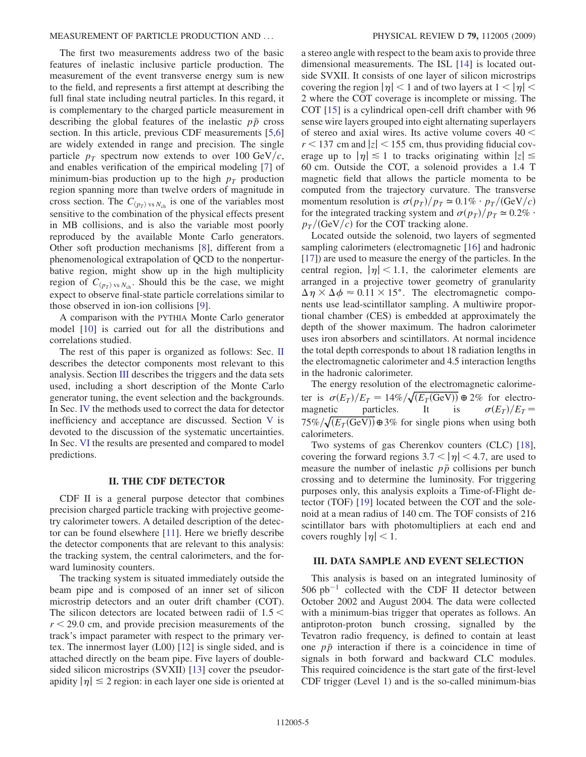The first two measurements address two of the basic features of inelastic inclusive particle production. The measurement of the event transverse energy sum is new to the field, and represents a first attempt at describing the full final state including neutral particles. In this regard, it is complementary to the charged particle measurement in describing the global features of the inelastic $p\bar{p}$ cross section. In this article, previous CDF measurements [5,6] are widely extended in range and precision. The single particle $p_T$ spectrum now extends to over 100 GeV/$c$, and enables verification of the empirical modeling [7] of minimum-bias production up to the high $p_T$ production region spanning more than twelve orders of magnitude in cross section. The $C_{\langle p_T \rangle \text{ vs } N_{\text{ch}}}$ is one of the variables most sensitive to the combination of the physical effects present in MB collisions, and is also the variable most poorly reproduced by the available Monte Carlo generators. Other soft production mechanisms [8], different from a phenomenological extrapolation of QCD to the nonperturbative region, might show up in the high multiplicity region of $C_{\langle p_T \rangle \text{ vs } N_{\text{ch}}}$. Should this be the case, we might expect to observe final-state particle correlations similar to those observed in ion-ion collisions [9].

A comparison with the PYTHIA Monte Carlo generator model [10] is carried out for all the distributions and correlations studied.

The rest of this paper is organized as follows: Sec. II describes the detector components most relevant to this analysis. Section III describes the triggers and the data sets used, including a short description of the Monte Carlo generator tuning, the event selection and the backgrounds. In Sec. IV the methods used to correct the data for detector inefficiency and acceptance are discussed. Section V is devoted to the discussion of the systematic uncertainties. In Sec. VI the results are presented and compared to model predictions.

## II. THE CDF DETECTOR

CDF II is a general purpose detector that combines precision charged particle tracking with projective geometry calorimeter towers. A detailed description of the detector can be found elsewhere [11]. Here we briefly describe the detector components that are relevant to this analysis: the tracking system, the central calorimeters, and the forward luminosity counters.

The tracking system is situated immediately outside the beam pipe and is composed of an inner set of silicon microstrip detectors and an outer drift chamber (COT). The silicon detectors are located between radii of $1.5 < r < 29.0$ cm, and provide precision measurements of the track's impact parameter with respect to the primary vertex. The innermost layer (L00) [12] is single sided, and is attached directly on the beam pipe. Five layers of double-sided silicon microstrips (SVXII) [13] cover the pseudorapidity $|\eta| \leq 2$ region: in each layer one side is oriented at a stereo angle with respect to the beam axis to provide three dimensional measurements. The ISL [14] is located outside SVXII. It consists of one layer of silicon microstrips covering the region $|\eta| < 1$ and of two layers at $1 < |\eta| < 2$ where the COT coverage is incomplete or missing. The COT [15] is a cylindrical open-cell drift chamber with 96 sense wire layers grouped into eight alternating superlayers of stereo and axial wires. Its active volume covers $40 < r < 137$ cm and $|z| < 155$ cm, thus providing fiducial coverage up to $|\eta| \lesssim 1$ to tracks originating within $|z| \leq 60$ cm. Outside the COT, a solenoid provides a 1.4 T magnetic field that allows the particle momenta to be computed from the trajectory curvature. The transverse momentum resolution is $\sigma(p_T)/p_T \simeq 0.1\% \cdot p_T/(\text{GeV}/c)$ for the integrated tracking system and $\sigma(p_T)/p_T \simeq 0.2\% \cdot p_T/(\text{GeV}/c)$ for the COT tracking alone.

Located outside the solenoid, two layers of segmented sampling calorimeters (electromagnetic [16] and hadronic [17]) are used to measure the energy of the particles. In the central region, $|\eta| < 1.1$, the calorimeter elements are arranged in a projective tower geometry of granularity $\Delta\eta \times \Delta\phi \approx 0.11 \times 15°$. The electromagnetic components use lead-scintillator sampling. A multiwire proportional chamber (CES) is embedded at approximately the depth of the shower maximum. The hadron calorimeter uses iron absorbers and scintillators. At normal incidence the total depth corresponds to about 18 radiation lengths in the electromagnetic calorimeter and 4.5 interaction lengths in the hadronic calorimeter.

The energy resolution of the electromagnetic calorimeter is $\sigma(E_T)/E_T = 14\%/\sqrt{(E_T(\text{GeV}))} \oplus 2\%$ for electromagnetic particles. It is $\sigma(E_T)/E_T = 75\%/\sqrt{(E_T(\text{GeV}))} \oplus 3\%$ for single pions when using both calorimeters.

Two systems of gas Cherenkov counters (CLC) [18], covering the forward regions $3.7 < |\eta| < 4.7$, are used to measure the number of inelastic $p\bar{p}$ collisions per bunch crossing and to determine the luminosity. For triggering purposes only, this analysis exploits a Time-of-Flight detector (TOF) [19] located between the COT and the solenoid at a mean radius of 140 cm. The TOF consists of 216 scintillator bars with photomultipliers at each end and covers roughly $|\eta| < 1$.

## III. DATA SAMPLE AND EVENT SELECTION

This analysis is based on an integrated luminosity of 506 pb$^{-1}$ collected with the CDF II detector between October 2002 and August 2004. The data were collected with a minimum-bias trigger that operates as follows. An antiproton-proton bunch crossing, signalled by the Tevatron radio frequency, is defined to contain at least one $p\bar{p}$ interaction if there is a coincidence in time of signals in both forward and backward CLC modules. This required coincidence is the start gate of the first-level CDF trigger (Level 1) and is the so-called minimum-bias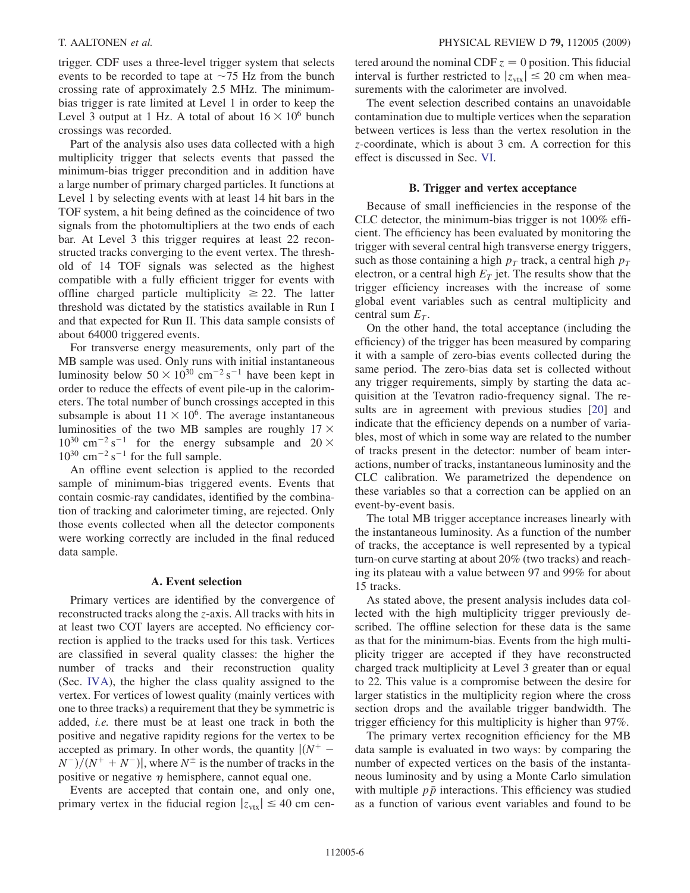trigger. CDF uses a three-level trigger system that selects events to be recorded to tape at $\sim$75 Hz from the bunch crossing rate of approximately 2.5 MHz. The minimum-bias trigger is rate limited at Level 1 in order to keep the Level 3 output at 1 Hz. A total of about $16 \times 10^6$ bunch crossings was recorded.

Part of the analysis also uses data collected with a high multiplicity trigger that selects events that passed the minimum-bias trigger precondition and in addition have a large number of primary charged particles. It functions at Level 1 by selecting events with at least 14 hit bars in the TOF system, a hit being defined as the coincidence of two signals from the photomultipliers at the two ends of each bar. At Level 3 this trigger requires at least 22 reconstructed tracks converging to the event vertex. The threshold of 14 TOF signals was selected as the highest compatible with a fully efficient trigger for events with offline charged particle multiplicity $\geq 22$. The latter threshold was dictated by the statistics available in Run I and that expected for Run II. This data sample consists of about 64000 triggered events.

For transverse energy measurements, only part of the MB sample was used. Only runs with initial instantaneous luminosity below $50 \times 10^{30}$ cm$^{-2}$ s$^{-1}$ have been kept in order to reduce the effects of event pile-up in the calorimeters. The total number of bunch crossings accepted in this subsample is about $11 \times 10^6$. The average instantaneous luminosities of the two MB samples are roughly $17 \times 10^{30}$ cm$^{-2}$ s$^{-1}$ for the energy subsample and $20 \times 10^{30}$ cm$^{-2}$ s$^{-1}$ for the full sample.

An offline event selection is applied to the recorded sample of minimum-bias triggered events. Events that contain cosmic-ray candidates, identified by the combination of tracking and calorimeter timing, are rejected. Only those events collected when all the detector components were working correctly are included in the final reduced data sample.

### A. Event selection

Primary vertices are identified by the convergence of reconstructed tracks along the $z$-axis. All tracks with hits in at least two COT layers are accepted. No efficiency correction is applied to the tracks used for this task. Vertices are classified in several quality classes: the higher the number of tracks and their reconstruction quality (Sec. IVA), the higher the class quality assigned to the vertex. For vertices of lowest quality (mainly vertices with one to three tracks) a requirement that they be symmetric is added, *i.e.* there must be at least one track in both the positive and negative rapidity regions for the vertex to be accepted as primary. In other words, the quantity $|(N^+ - N^-)/(N^+ + N^-)|$, where $N^\pm$ is the number of tracks in the positive or negative $\eta$ hemisphere, cannot equal one.

Events are accepted that contain one, and only one, primary vertex in the fiducial region $|z_{\rm vtx}| \leq 40$ cm centered around the nominal CDF $z = 0$ position. This fiducial interval is further restricted to $|z_{\rm vtx}| \leq 20$ cm when measurements with the calorimeter are involved.

The event selection described contains an unavoidable contamination due to multiple vertices when the separation between vertices is less than the vertex resolution in the $z$-coordinate, which is about 3 cm. A correction for this effect is discussed in Sec. VI.

### B. Trigger and vertex acceptance

Because of small inefficiencies in the response of the CLC detector, the minimum-bias trigger is not 100% efficient. The efficiency has been evaluated by monitoring the trigger with several central high transverse energy triggers, such as those containing a high $p_T$ track, a central high $p_T$ electron, or a central high $E_T$ jet. The results show that the trigger efficiency increases with the increase of some global event variables such as central multiplicity and central sum $E_T$.

On the other hand, the total acceptance (including the efficiency) of the trigger has been measured by comparing it with a sample of zero-bias events collected during the same period. The zero-bias data set is collected without any trigger requirements, simply by starting the data acquisition at the Tevatron radio-frequency signal. The results are in agreement with previous studies [20] and indicate that the efficiency depends on a number of variables, most of which in some way are related to the number of tracks present in the detector: number of beam interactions, number of tracks, instantaneous luminosity and the CLC calibration. We parametrized the dependence on these variables so that a correction can be applied on an event-by-event basis.

The total MB trigger acceptance increases linearly with the instantaneous luminosity. As a function of the number of tracks, the acceptance is well represented by a typical turn-on curve starting at about 20% (two tracks) and reaching its plateau with a value between 97 and 99% for about 15 tracks.

As stated above, the present analysis includes data collected with the high multiplicity trigger previously described. The offline selection for these data is the same as that for the minimum-bias. Events from the high multiplicity trigger are accepted if they have reconstructed charged track multiplicity at Level 3 greater than or equal to 22. This value is a compromise between the desire for larger statistics in the multiplicity region where the cross section drops and the available trigger bandwidth. The trigger efficiency for this multiplicity is higher than 97%.

The primary vertex recognition efficiency for the MB data sample is evaluated in two ways: by comparing the number of expected vertices on the basis of the instantaneous luminosity and by using a Monte Carlo simulation with multiple $p\bar{p}$ interactions. This efficiency was studied as a function of various event variables and found to be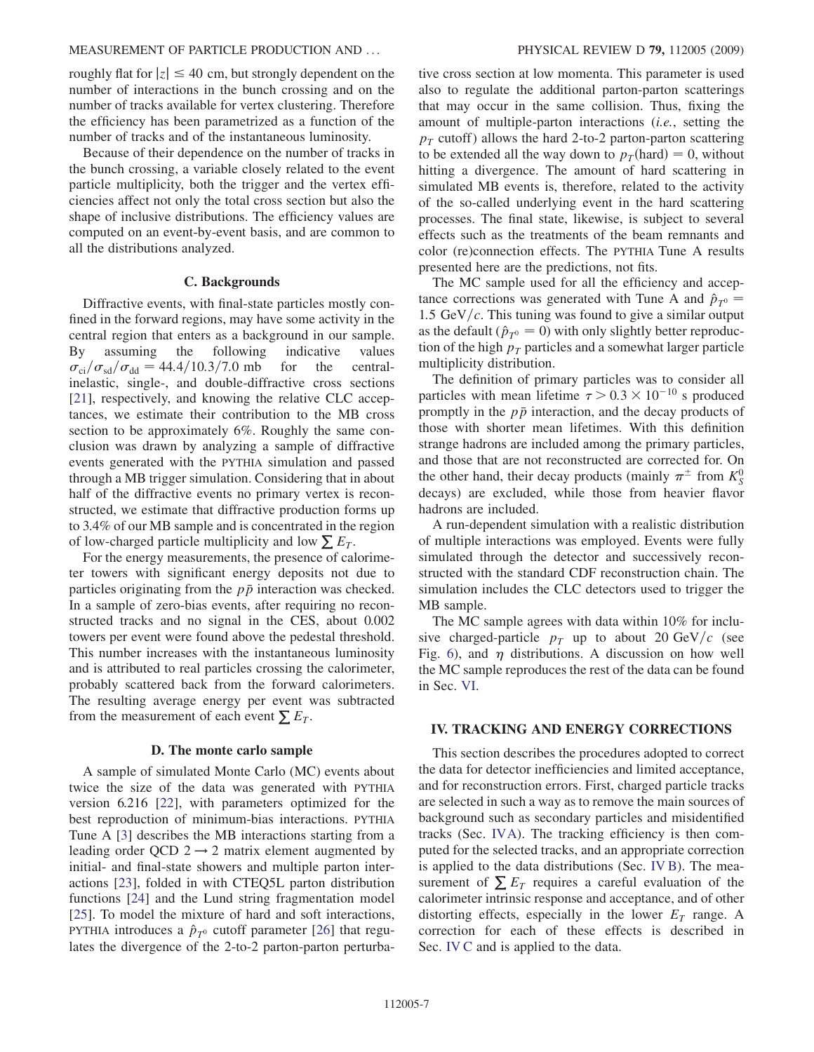roughly flat for $|z| \leq 40$ cm, but strongly dependent on the number of interactions in the bunch crossing and on the number of tracks available for vertex clustering. Therefore the efficiency has been parametrized as a function of the number of tracks and of the instantaneous luminosity.

Because of their dependence on the number of tracks in the bunch crossing, a variable closely related to the event particle multiplicity, both the trigger and the vertex efficiencies affect not only the total cross section but also the shape of inclusive distributions. The efficiency values are computed on an event-by-event basis, and are common to all the distributions analyzed.

### C. Backgrounds

Diffractive events, with final-state particles mostly confined in the forward regions, may have some activity in the central region that enters as a background in our sample. By assuming the following indicative values $\sigma_{ci}/\sigma_{sd}/\sigma_{dd} = 44.4/10.3/7.0$ mb for the central-inelastic, single-, and double-diffractive cross sections [21], respectively, and knowing the relative CLC acceptances, we estimate their contribution to the MB cross section to be approximately 6%. Roughly the same conclusion was drawn by analyzing a sample of diffractive events generated with the PYTHIA simulation and passed through a MB trigger simulation. Considering that in about half of the diffractive events no primary vertex is reconstructed, we estimate that diffractive production forms up to 3.4% of our MB sample and is concentrated in the region of low-charged particle multiplicity and low $\sum E_T$.

For the energy measurements, the presence of calorimeter towers with significant energy deposits not due to particles originating from the $p\bar{p}$ interaction was checked. In a sample of zero-bias events, after requiring no reconstructed tracks and no signal in the CES, about 0.002 towers per event were found above the pedestal threshold. This number increases with the instantaneous luminosity and is attributed to real particles crossing the calorimeter, probably scattered back from the forward calorimeters. The resulting average energy per event was subtracted from the measurement of each event $\sum E_T$.

### D. The monte carlo sample

A sample of simulated Monte Carlo (MC) events about twice the size of the data was generated with PYTHIA version 6.216 [22], with parameters optimized for the best reproduction of minimum-bias interactions. PYTHIA Tune A [3] describes the MB interactions starting from a leading order QCD $2 \to 2$ matrix element augmented by initial- and final-state showers and multiple parton interactions [23], folded in with CTEQ5L parton distribution functions [24] and the Lund string fragmentation model [25]. To model the mixture of hard and soft interactions, PYTHIA introduces a $\hat{p}_{T^0}$ cutoff parameter [26] that regulates the divergence of the 2-to-2 parton-parton perturbative cross section at low momenta. This parameter is used also to regulate the additional parton-parton scatterings that may occur in the same collision. Thus, fixing the amount of multiple-parton interactions (*i.e.*, setting the $p_T$ cutoff) allows the hard 2-to-2 parton-parton scattering to be extended all the way down to $p_T(\text{hard}) = 0$, without hitting a divergence. The amount of hard scattering in simulated MB events is, therefore, related to the activity of the so-called underlying event in the hard scattering processes. The final state, likewise, is subject to several effects such as the treatments of the beam remnants and color (re)connection effects. The PYTHIA Tune A results presented here are the predictions, not fits.

The MC sample used for all the efficiency and acceptance corrections was generated with Tune A and $\hat{p}_{T^0} = 1.5$ GeV/$c$. This tuning was found to give a similar output as the default ($\hat{p}_{T^0} = 0$) with only slightly better reproduction of the high $p_T$ particles and a somewhat larger particle multiplicity distribution.

The definition of primary particles was to consider all particles with mean lifetime $\tau > 0.3 \times 10^{-10}$ s produced promptly in the $p\bar{p}$ interaction, and the decay products of those with shorter mean lifetimes. With this definition strange hadrons are included among the primary particles, and those that are not reconstructed are corrected for. On the other hand, their decay products (mainly $\pi^{\pm}$ from $K_S^0$ decays) are excluded, while those from heavier flavor hadrons are included.

A run-dependent simulation with a realistic distribution of multiple interactions was employed. Events were fully simulated through the detector and successively reconstructed with the standard CDF reconstruction chain. The simulation includes the CLC detectors used to trigger the MB sample.

The MC sample agrees with data within 10% for inclusive charged-particle $p_T$ up to about 20 GeV/$c$ (see Fig. 6), and $\eta$ distributions. A discussion on how well the MC sample reproduces the rest of the data can be found in Sec. VI.

## IV. TRACKING AND ENERGY CORRECTIONS

This section describes the procedures adopted to correct the data for detector inefficiencies and limited acceptance, and for reconstruction errors. First, charged particle tracks are selected in such a way as to remove the main sources of background such as secondary particles and misidentified tracks (Sec. IV A). The tracking efficiency is then computed for the selected tracks, and an appropriate correction is applied to the data distributions (Sec. IV B). The measurement of $\sum E_T$ requires a careful evaluation of the calorimeter intrinsic response and acceptance, and of other distorting effects, especially in the lower $E_T$ range. A correction for each of these effects is described in Sec. IV C and is applied to the data.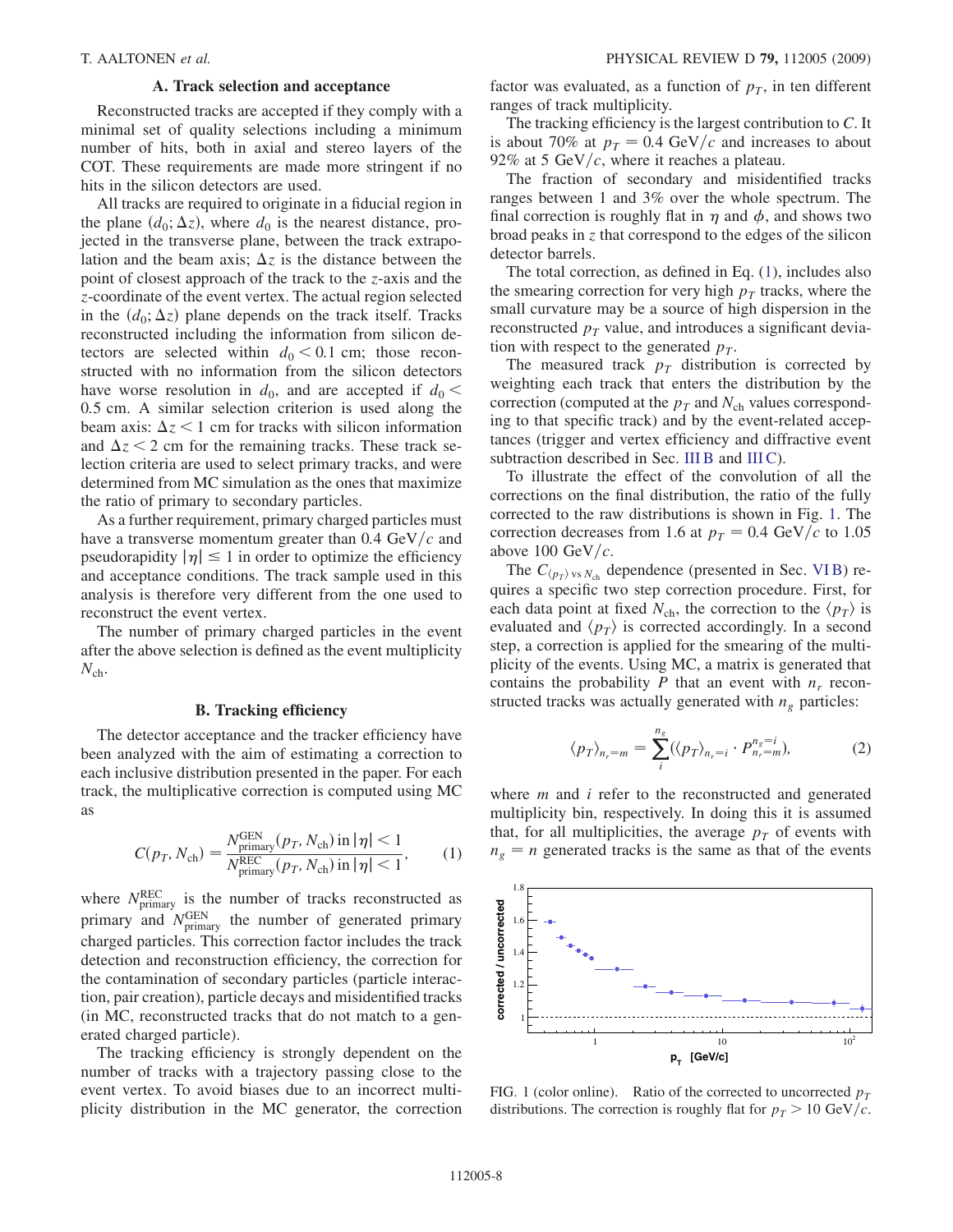### A. Track selection and acceptance

Reconstructed tracks are accepted if they comply with a minimal set of quality selections including a minimum number of hits, both in axial and stereo layers of the COT. These requirements are made more stringent if no hits in the silicon detectors are used.

All tracks are required to originate in a fiducial region in the plane $(d_0; \Delta z)$, where $d_0$ is the nearest distance, projected in the transverse plane, between the track extrapolation and the beam axis; $\Delta z$ is the distance between the point of closest approach of the track to the $z$-axis and the $z$-coordinate of the event vertex. The actual region selected in the $(d_0; \Delta z)$ plane depends on the track itself. Tracks reconstructed including the information from silicon detectors are selected within $d_0 < 0.1$ cm; those reconstructed with no information from the silicon detectors have worse resolution in $d_0$, and are accepted if $d_0 < 0.5$ cm. A similar selection criterion is used along the beam axis: $\Delta z < 1$ cm for tracks with silicon information and $\Delta z < 2$ cm for the remaining tracks. These track selection criteria are used to select primary tracks, and were determined from MC simulation as the ones that maximize the ratio of primary to secondary particles.

As a further requirement, primary charged particles must have a transverse momentum greater than 0.4 GeV/$c$ and pseudorapidity $|\eta| \leq 1$ in order to optimize the efficiency and acceptance conditions. The track sample used in this analysis is therefore very different from the one used to reconstruct the event vertex.

The number of primary charged particles in the event after the above selection is defined as the event multiplicity $N_{\rm ch}$.

### B. Tracking efficiency

The detector acceptance and the tracker efficiency have been analyzed with the aim of estimating a correction to each inclusive distribution presented in the paper. For each track, the multiplicative correction is computed using MC as

$$C(p_T, N_{\rm ch}) = \frac{N^{\rm GEN}_{\rm primary}(p_T, N_{\rm ch}) \text{ in } |\eta| < 1}{N^{\rm REC}_{\rm primary}(p_T, N_{\rm ch}) \text{ in } |\eta| < 1}, \qquad (1)$$

where $N^{\rm REC}_{\rm primary}$ is the number of tracks reconstructed as primary and $N^{\rm GEN}_{\rm primary}$ the number of generated primary charged particles. This correction factor includes the track detection and reconstruction efficiency, the correction for the contamination of secondary particles (particle interaction, pair creation), particle decays and misidentified tracks (in MC, reconstructed tracks that do not match to a generated charged particle).

The tracking efficiency is strongly dependent on the number of tracks with a trajectory passing close to the event vertex. To avoid biases due to an incorrect multiplicity distribution in the MC generator, the correction factor was evaluated, as a function of $p_T$, in ten different ranges of track multiplicity.

The tracking efficiency is the largest contribution to $C$. It is about 70% at $p_T = 0.4$ GeV/$c$ and increases to about 92% at 5 GeV/$c$, where it reaches a plateau.

The fraction of secondary and misidentified tracks ranges between 1 and 3% over the whole spectrum. The final correction is roughly flat in $\eta$ and $\phi$, and shows two broad peaks in $z$ that correspond to the edges of the silicon detector barrels.

The total correction, as defined in Eq. (1), includes also the smearing correction for very high $p_T$ tracks, where the small curvature may be a source of high dispersion in the reconstructed $p_T$ value, and introduces a significant deviation with respect to the generated $p_T$.

The measured track $p_T$ distribution is corrected by weighting each track that enters the distribution by the correction (computed at the $p_T$ and $N_{\rm ch}$ values corresponding to that specific track) and by the event-related acceptances (trigger and vertex efficiency and diffractive event subtraction described in Sec. III B and III C).

To illustrate the effect of the convolution of all the corrections on the final distribution, the ratio of the fully corrected to the raw distributions is shown in Fig. 1. The correction decreases from 1.6 at $p_T = 0.4$ GeV/$c$ to 1.05 above 100 GeV/$c$.

The $C_{\langle p_T\rangle \text{ vs } N_{\rm ch}}$ dependence (presented in Sec. VI B) requires a specific two step correction procedure. First, for each data point at fixed $N_{\rm ch}$, the correction to the $\langle p_T\rangle$ is evaluated and $\langle p_T\rangle$ is corrected accordingly. In a second step, a correction is applied for the smearing of the multiplicity of the events. Using MC, a matrix is generated that contains the probability $P$ that an event with $n_r$ reconstructed tracks was actually generated with $n_g$ particles:

$$\langle p_T\rangle_{n_r=m} = \sum_i^{n_g} (\langle p_T\rangle_{n_r=i} \cdot P^{n_g=i}_{n_r=m}), \qquad (2)$$

where $m$ and $i$ refer to the reconstructed and generated multiplicity bin, respectively. In doing this it is assumed that, for all multiplicities, the average $p_T$ of events with $n_g = n$ generated tracks is the same as that of the events

FIG. 1 (color online). Ratio of the corrected to uncorrected $p_T$ distributions. The correction is roughly flat for $p_T > 10$ GeV/$c$.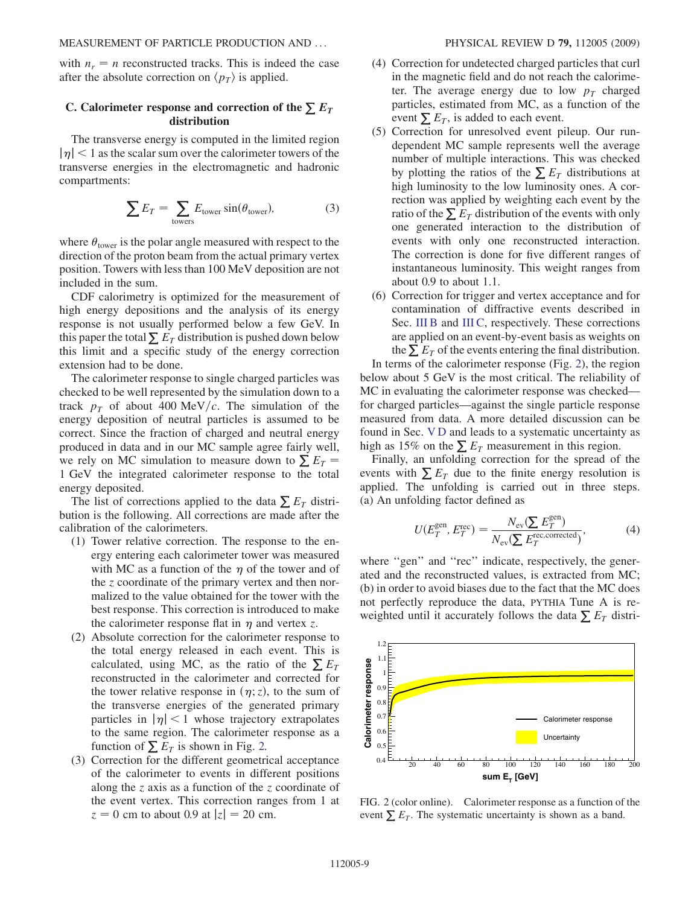with $n_r = n$ reconstructed tracks. This is indeed the case after the absolute correction on $\langle p_T \rangle$ is applied.

### C. Calorimeter response and correction of the $\sum E_T$ distribution

The transverse energy is computed in the limited region $|\eta| < 1$ as the scalar sum over the calorimeter towers of the transverse energies in the electromagnetic and hadronic compartments:

$$\sum E_T = \sum_{\text{towers}} E_{\text{tower}} \sin(\theta_{\text{tower}}), \tag{3}$$

where $\theta_{\text{tower}}$ is the polar angle measured with respect to the direction of the proton beam from the actual primary vertex position. Towers with less than 100 MeV deposition are not included in the sum.

CDF calorimetry is optimized for the measurement of high energy depositions and the analysis of its energy response is not usually performed below a few GeV. In this paper the total $\sum E_T$ distribution is pushed down below this limit and a specific study of the energy correction extension had to be done.

The calorimeter response to single charged particles was checked to be well represented by the simulation down to a track $p_T$ of about 400 MeV/$c$. The simulation of the energy deposition of neutral particles is assumed to be correct. Since the fraction of charged and neutral energy produced in data and in our MC sample agree fairly well, we rely on MC simulation to measure down to $\sum E_T = 1$ GeV the integrated calorimeter response to the total energy deposited.

The list of corrections applied to the data $\sum E_T$ distribution is the following. All corrections are made after the calibration of the calorimeters.

(1) Tower relative correction. The response to the energy entering each calorimeter tower was measured with MC as a function of the $\eta$ of the tower and of the $z$ coordinate of the primary vertex and then normalized to the value obtained for the tower with the best response. This correction is introduced to make the calorimeter response flat in $\eta$ and vertex $z$.

(2) Absolute correction for the calorimeter response to the total energy released in each event. This is calculated, using MC, as the ratio of the $\sum E_T$ reconstructed in the calorimeter and corrected for the tower relative response in $(\eta; z)$, to the sum of the transverse energies of the generated primary particles in $|\eta| < 1$ whose trajectory extrapolates to the same region. The calorimeter response as a function of $\sum E_T$ is shown in Fig. 2.

(3) Correction for the different geometrical acceptance of the calorimeter to events in different positions along the $z$ axis as a function of the $z$ coordinate of the event vertex. This correction ranges from 1 at $z = 0$ cm to about 0.9 at $|z| = 20$ cm.

(4) Correction for undetected charged particles that curl in the magnetic field and do not reach the calorimeter. The average energy due to low $p_T$ charged particles, estimated from MC, as a function of the event $\sum E_T$, is added to each event.

(5) Correction for unresolved event pileup. Our run-dependent MC sample represents well the average number of multiple interactions. This was checked by plotting the ratios of the $\sum E_T$ distributions at high luminosity to the low luminosity ones. A correction was applied by weighting each event by the ratio of the $\sum E_T$ distribution of the events with only one generated interaction to the distribution of events with only one reconstructed interaction. The correction is done for five different ranges of instantaneous luminosity. This weight ranges from about 0.9 to about 1.1.

(6) Correction for trigger and vertex acceptance and for contamination of diffractive events described in Sec. III B and III C, respectively. These corrections are applied on an event-by-event basis as weights on the $\sum E_T$ of the events entering the final distribution.

In terms of the calorimeter response (Fig. 2), the region below about 5 GeV is the most critical. The reliability of MC in evaluating the calorimeter response was checked—for charged particles—against the single particle response measured from data. A more detailed discussion can be found in Sec. V D and leads to a systematic uncertainty as high as 15% on the $\sum E_T$ measurement in this region.

Finally, an unfolding correction for the spread of the events with $\sum E_T$ due to the finite energy resolution is applied. The unfolding is carried out in three steps. (a) An unfolding factor defined as

$$U(E_T^{\text{gen}}, E_T^{\text{rec}}) = \frac{N_{\text{ev}}(\sum E_T^{\text{gen}})}{N_{\text{ev}}(\sum E_T^{\text{rec,corrected}})}, \tag{4}$$

where "gen" and "rec" indicate, respectively, the generated and the reconstructed values, is extracted from MC; (b) in order to avoid biases due to the fact that the MC does not perfectly reproduce the data, PYTHIA Tune A is reweighted until it accurately follows the data $\sum E_T$ distri-

FIG. 2 (color online). Calorimeter response as a function of the event $\sum E_T$. The systematic uncertainty is shown as a band.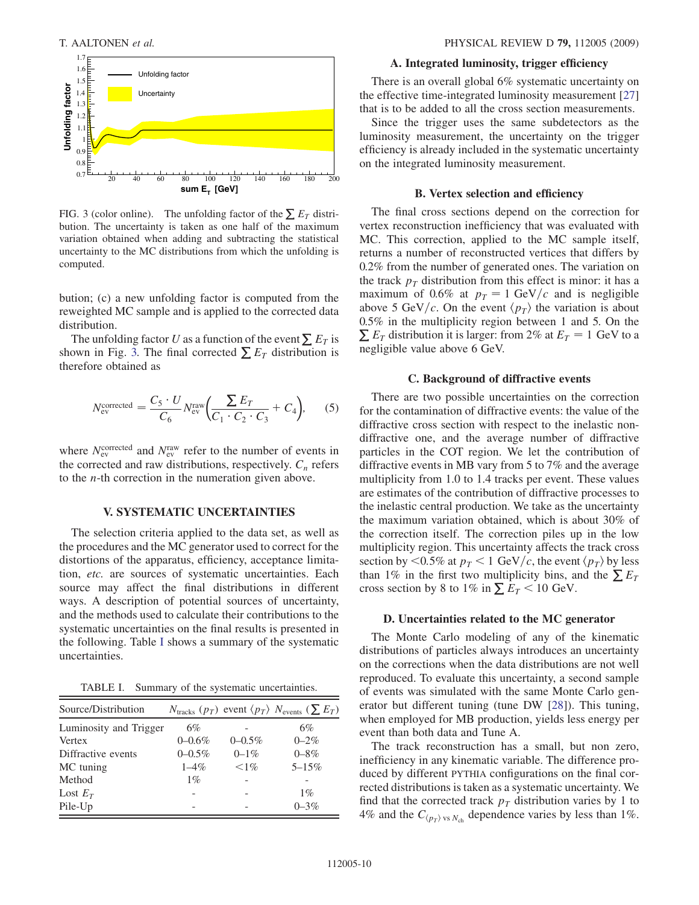FIG. 3 (color online). The unfolding factor of the $\sum E_T$ distribution. The uncertainty is taken as one half of the maximum variation obtained when adding and subtracting the statistical uncertainty to the MC distributions from which the unfolding is computed.

bution; (c) a new unfolding factor is computed from the reweighted MC sample and is applied to the corrected data distribution.

The unfolding factor $U$ as a function of the event $\sum E_T$ is shown in Fig. 3. The final corrected $\sum E_T$ distribution is therefore obtained as

$$N_{\rm ev}^{\rm corrected} = \frac{C_5 \cdot U}{C_6} N_{\rm ev}^{\rm raw}\left(\frac{\sum E_T}{C_1 \cdot C_2 \cdot C_3} + C_4\right), \quad (5)$$

where $N_{\rm ev}^{\rm corrected}$ and $N_{\rm ev}^{\rm raw}$ refer to the number of events in the corrected and raw distributions, respectively. $C_n$ refers to the $n$-th correction in the numeration given above.

## V. SYSTEMATIC UNCERTAINTIES

The selection criteria applied to the data set, as well as the procedures and the MC generator used to correct for the distortions of the apparatus, efficiency, acceptance limitation, *etc.* are sources of systematic uncertainties. Each source may affect the final distributions in different ways. A description of potential sources of uncertainty, and the methods used to calculate their contributions to the systematic uncertainties on the final results is presented in the following. Table I shows a summary of the systematic uncertainties.

TABLE I. Summary of the systematic uncertainties.

| Source/Distribution | $N_{\rm tracks}$ ($p_T$) | event $\langle p_T \rangle$ | $N_{\rm events}$ ($\sum E_T$) |
|---|---|---|---|
| Luminosity and Trigger | 6% | - | 6% |
| Vertex | 0–0.6% | 0–0.5% | 0–2% |
| Diffractive events | 0–0.5% | 0–1% | 0–8% |
| MC tuning | 1–4% | <1% | 5–15% |
| Method | 1% | - | - |
| Lost $E_T$ | - | - | 1% |
| Pile-Up | - | - | 0–3% |

### A. Integrated luminosity, trigger efficiency

There is an overall global 6% systematic uncertainty on the effective time-integrated luminosity measurement [27] that is to be added to all the cross section measurements.

Since the trigger uses the same subdetectors as the luminosity measurement, the uncertainty on the trigger efficiency is already included in the systematic uncertainty on the integrated luminosity measurement.

### B. Vertex selection and efficiency

The final cross sections depend on the correction for vertex reconstruction inefficiency that was evaluated with MC. This correction, applied to the MC sample itself, returns a number of reconstructed vertices that differs by 0.2% from the number of generated ones. The variation on the track $p_T$ distribution from this effect is minor: it has a maximum of 0.6% at $p_T = 1$ GeV/$c$ and is negligible above 5 GeV/$c$. On the event $\langle p_T \rangle$ the variation is about 0.5% in the multiplicity region between 1 and 5. On the $\sum E_T$ distribution it is larger: from 2% at $E_T = 1$ GeV to a negligible value above 6 GeV.

### C. Background of diffractive events

There are two possible uncertainties on the correction for the contamination of diffractive events: the value of the diffractive cross section with respect to the inelastic nondiffractive one, and the average number of diffractive particles in the COT region. We let the contribution of diffractive events in MB vary from 5 to 7% and the average multiplicity from 1.0 to 1.4 tracks per event. These values are estimates of the contribution of diffractive processes to the inelastic central production. We take as the uncertainty the maximum variation obtained, which is about 30% of the correction itself. The correction piles up in the low multiplicity region. This uncertainty affects the track cross section by <0.5% at $p_T < 1$ GeV/$c$, the event $\langle p_T \rangle$ by less than 1% in the first two multiplicity bins, and the $\sum E_T$ cross section by 8 to 1% in $\sum E_T < 10$ GeV.

### D. Uncertainties related to the MC generator

The Monte Carlo modeling of any of the kinematic distributions of particles always introduces an uncertainty on the corrections when the data distributions are not well reproduced. To evaluate this uncertainty, a second sample of events was simulated with the same Monte Carlo generator but different tuning (tune DW [28]). This tuning, when employed for MB production, yields less energy per event than both data and Tune A.

The track reconstruction has a small, but non zero, inefficiency in any kinematic variable. The difference produced by different PYTHIA configurations on the final corrected distributions is taken as a systematic uncertainty. We find that the corrected track $p_T$ distribution varies by 1 to 4% and the $C_{\langle p_T \rangle \text{ vs } N_{\rm ch}}$ dependence varies by less than 1%.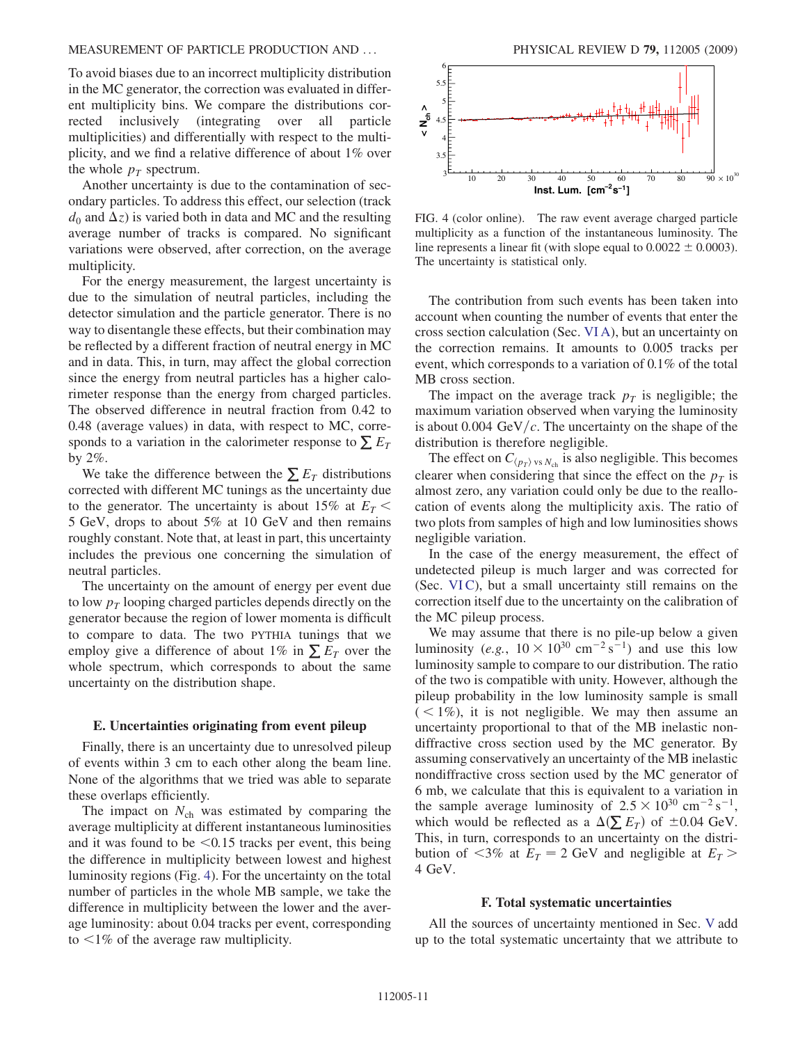To avoid biases due to an incorrect multiplicity distribution in the MC generator, the correction was evaluated in different multiplicity bins. We compare the distributions corrected inclusively (integrating over all particle multiplicities) and differentially with respect to the multiplicity, and we find a relative difference of about 1% over the whole $p_T$ spectrum.

Another uncertainty is due to the contamination of secondary particles. To address this effect, our selection (track $d_0$ and $\Delta z$) is varied both in data and MC and the resulting average number of tracks is compared. No significant variations were observed, after correction, on the average multiplicity.

For the energy measurement, the largest uncertainty is due to the simulation of neutral particles, including the detector simulation and the particle generator. There is no way to disentangle these effects, but their combination may be reflected by a different fraction of neutral energy in MC and in data. This, in turn, may affect the global correction since the energy from neutral particles has a higher calorimeter response than the energy from charged particles. The observed difference in neutral fraction from 0.42 to 0.48 (average values) in data, with respect to MC, corresponds to a variation in the calorimeter response to $\sum E_T$ by 2%.

We take the difference between the $\sum E_T$ distributions corrected with different MC tunings as the uncertainty due to the generator. The uncertainty is about 15% at $E_T < 5$ GeV, drops to about 5% at 10 GeV and then remains roughly constant. Note that, at least in part, this uncertainty includes the previous one concerning the simulation of neutral particles.

The uncertainty on the amount of energy per event due to low $p_T$ looping charged particles depends directly on the generator because the region of lower momenta is difficult to compare to data. The two PYTHIA tunings that we employ give a difference of about 1% in $\sum E_T$ over the whole spectrum, which corresponds to about the same uncertainty on the distribution shape.

### E. Uncertainties originating from event pileup

Finally, there is an uncertainty due to unresolved pileup of events within 3 cm to each other along the beam line. None of the algorithms that we tried was able to separate these overlaps efficiently.

The impact on $N_{ch}$ was estimated by comparing the average multiplicity at different instantaneous luminosities and it was found to be <0.15 tracks per event, this being the difference in multiplicity between lowest and highest luminosity regions (Fig. 4). For the uncertainty on the total number of particles in the whole MB sample, we take the difference in multiplicity between the lower and the average luminosity: about 0.04 tracks per event, corresponding to <1% of the average raw multiplicity.

FIG. 4 (color online). The raw event average charged particle multiplicity as a function of the instantaneous luminosity. The line represents a linear fit (with slope equal to $0.0022 \pm 0.0003$). The uncertainty is statistical only.

The contribution from such events has been taken into account when counting the number of events that enter the cross section calculation (Sec. VI A), but an uncertainty on the correction remains. It amounts to 0.005 tracks per event, which corresponds to a variation of 0.1% of the total MB cross section.

The impact on the average track $p_T$ is negligible; the maximum variation observed when varying the luminosity is about 0.004 GeV$/c$. The uncertainty on the shape of the distribution is therefore negligible.

The effect on $C_{\langle p_T \rangle \text{ vs } N_{ch}}$ is also negligible. This becomes clearer when considering that since the effect on the $p_T$ is almost zero, any variation could only be due to the reallocation of events along the multiplicity axis. The ratio of two plots from samples of high and low luminosities shows negligible variation.

In the case of the energy measurement, the effect of undetected pileup is much larger and was corrected for (Sec. VI C), but a small uncertainty still remains on the correction itself due to the uncertainty on the calibration of the MC pileup process.

We may assume that there is no pile-up below a given luminosity (*e.g.*, $10 \times 10^{30}$ cm$^{-2}$ s$^{-1}$) and use this low luminosity sample to compare to our distribution. The ratio of the two is compatible with unity. However, although the pileup probability in the low luminosity sample is small ($< 1\%$), it is not negligible. We may then assume an uncertainty proportional to that of the MB inelastic nondiffractive cross section used by the MC generator. By assuming conservatively an uncertainty of the MB inelastic nondiffractive cross section used by the MC generator of 6 mb, we calculate that this is equivalent to a variation in the sample average luminosity of $2.5 \times 10^{30}$ cm$^{-2}$ s$^{-1}$, which would be reflected as a $\Delta(\sum E_T)$ of $\pm 0.04$ GeV. This, in turn, corresponds to an uncertainty on the distribution of $<3\%$ at $E_T = 2$ GeV and negligible at $E_T > 4$ GeV.

### F. Total systematic uncertainties

All the sources of uncertainty mentioned in Sec. V add up to the total systematic uncertainty that we attribute to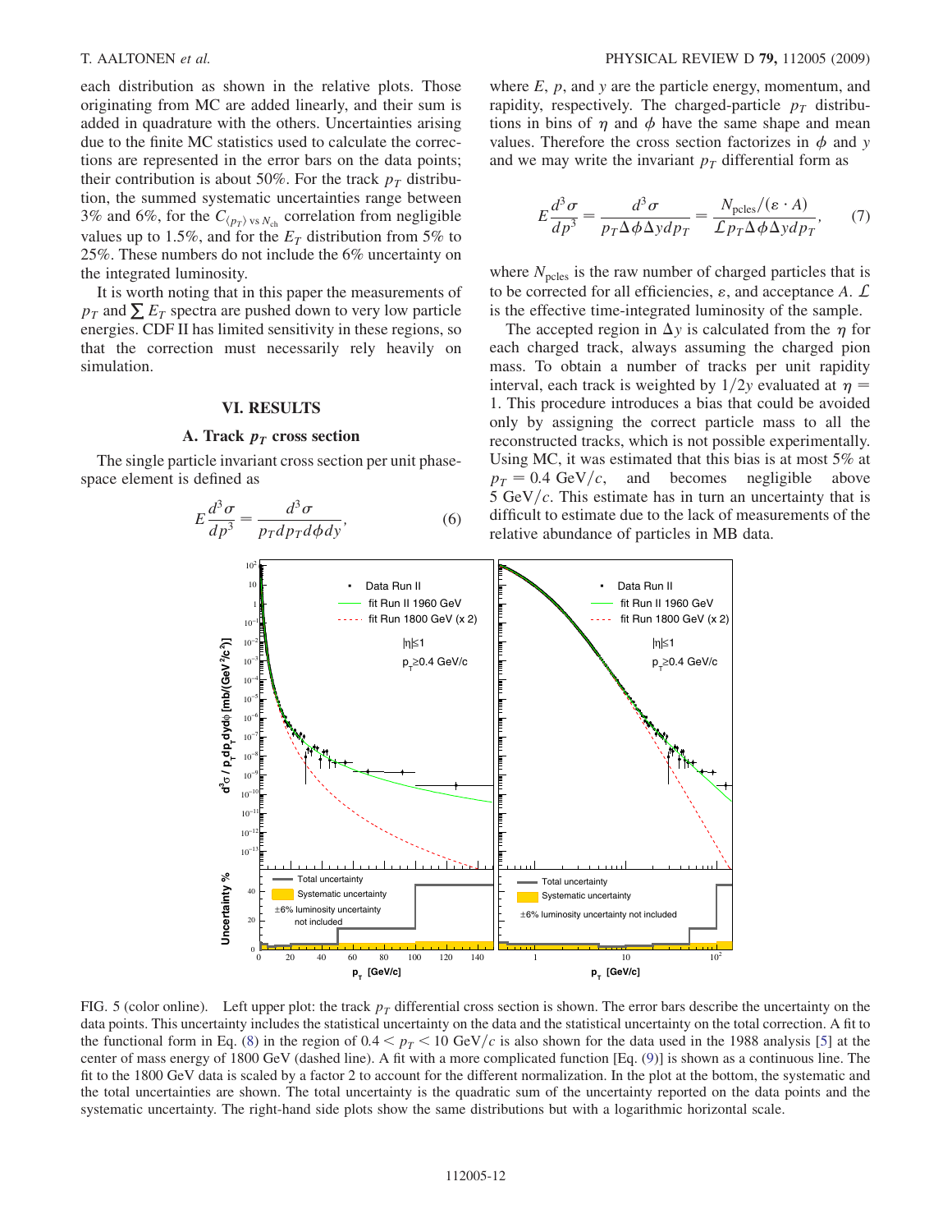each distribution as shown in the relative plots. Those originating from MC are added linearly, and their sum is added in quadrature with the others. Uncertainties arising due to the finite MC statistics used to calculate the corrections are represented in the error bars on the data points; their contribution is about 50%. For the track $p_T$ distribution, the summed systematic uncertainties range between 3% and 6%, for the $C_{\langle p_T \rangle \text{ vs } N_{ch}}$ correlation from negligible values up to 1.5%, and for the $E_T$ distribution from 5% to 25%. These numbers do not include the 6% uncertainty on the integrated luminosity.

It is worth noting that in this paper the measurements of $p_T$ and $\sum E_T$ spectra are pushed down to very low particle energies. CDF II has limited sensitivity in these regions, so that the correction must necessarily rely heavily on simulation.

## VI. RESULTS

### A. Track $p_T$ cross section

The single particle invariant cross section per unit phase-space element is defined as

$$E\frac{d^3\sigma}{dp^3} = \frac{d^3\sigma}{p_T dp_T d\phi dy}, \tag{6}$$

where $E$, $p$, and $y$ are the particle energy, momentum, and rapidity, respectively. The charged-particle $p_T$ distributions in bins of $\eta$ and $\phi$ have the same shape and mean values. Therefore the cross section factorizes in $\phi$ and $y$ and we may write the invariant $p_T$ differential form as

$$E\frac{d^3\sigma}{dp^3} = \frac{d^3\sigma}{p_T \Delta\phi \Delta y dp_T} = \frac{N_{\text{pcles}}/(\varepsilon \cdot A)}{\mathcal{L} p_T \Delta\phi \Delta y dp_T}, \tag{7}$$

where $N_{\text{pcles}}$ is the raw number of charged particles that is to be corrected for all efficiencies, $\varepsilon$, and acceptance $A$. $\mathcal{L}$ is the effective time-integrated luminosity of the sample.

The accepted region in $\Delta y$ is calculated from the $\eta$ for each charged track, always assuming the charged pion mass. To obtain a number of tracks per unit rapidity interval, each track is weighted by $1/2y$ evaluated at $\eta = 1$. This procedure introduces a bias that could be avoided only by assigning the correct particle mass to all the reconstructed tracks, which is not possible experimentally. Using MC, it was estimated that this bias is at most 5% at $p_T = 0.4$ GeV/$c$, and becomes negligible above 5 GeV/$c$. This estimate has in turn an uncertainty that is difficult to estimate due to the lack of measurements of the relative abundance of particles in MB data.

FIG. 5 (color online). Left upper plot: the track $p_T$ differential cross section is shown. The error bars describe the uncertainty on the data points. This uncertainty includes the statistical uncertainty on the data and the statistical uncertainty on the total correction. A fit to the functional form in Eq. (8) in the region of $0.4 < p_T < 10$ GeV/$c$ is also shown for the data used in the 1988 analysis [5] at the center of mass energy of 1800 GeV (dashed line). A fit with a more complicated function [Eq. (9)] is shown as a continuous line. The fit to the 1800 GeV data is scaled by a factor 2 to account for the different normalization. In the plot at the bottom, the systematic and the total uncertainties are shown. The total uncertainty is the quadratic sum of the uncertainty reported on the data points and the systematic uncertainty. The right-hand side plots show the same distributions but with a logarithmic horizontal scale.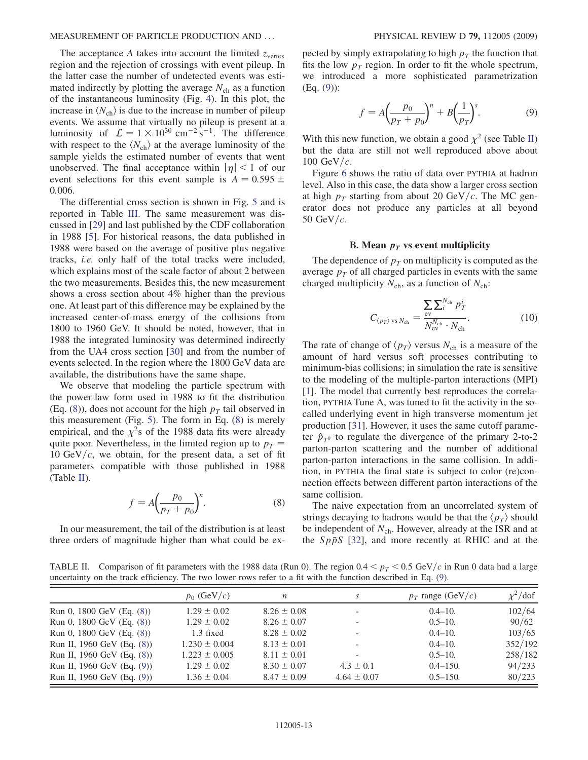The acceptance $A$ takes into account the limited $z_{\text{vertex}}$ region and the rejection of crossings with event pileup. In the latter case the number of undetected events was estimated indirectly by plotting the average $N_{\text{ch}}$ as a function of the instantaneous luminosity (Fig. 4). In this plot, the increase in $\langle N_{\text{ch}} \rangle$ is due to the increase in number of pileup events. We assume that virtually no pileup is present at a luminosity of $\mathcal{L} = 1 \times 10^{30}\ \text{cm}^{-2}\,\text{s}^{-1}$. The difference with respect to the $\langle N_{\text{ch}} \rangle$ at the average luminosity of the sample yields the estimated number of events that went unobserved. The final acceptance within $|\eta| < 1$ of our event selections for this event sample is $A = 0.595 \pm 0.006$.

The differential cross section is shown in Fig. 5 and is reported in Table III. The same measurement was discussed in [29] and last published by the CDF collaboration in 1988 [5]. For historical reasons, the data published in 1988 were based on the average of positive plus negative tracks, *i.e.* only half of the total tracks were included, which explains most of the scale factor of about 2 between the two measurements. Besides this, the new measurement shows a cross section about 4% higher than the previous one. At least part of this difference may be explained by the increased center-of-mass energy of the collisions from 1800 to 1960 GeV. It should be noted, however, that in 1988 the integrated luminosity was determined indirectly from the UA4 cross section [30] and from the number of events selected. In the region where the 1800 GeV data are available, the distributions have the same shape.

We observe that modeling the particle spectrum with the power-law form used in 1988 to fit the distribution (Eq. (8)), does not account for the high $p_T$ tail observed in this measurement (Fig. 5). The form in Eq. (8) is merely empirical, and the $\chi^2$s of the 1988 data fits were already quite poor. Nevertheless, in the limited region up to $p_T = 10\ \text{GeV}/c$, we obtain, for the present data, a set of fit parameters compatible with those published in 1988 (Table II).

$$f = A\left(\frac{p_0}{p_T + p_0}\right)^n. \tag{8}$$

In our measurement, the tail of the distribution is at least three orders of magnitude higher than what could be expected by simply extrapolating to high $p_T$ the function that fits the low $p_T$ region. In order to fit the whole spectrum, we introduced a more sophisticated parametrization (Eq. (9)):

$$f = A\left(\frac{p_0}{p_T + p_0}\right)^n + B\left(\frac{1}{p_T}\right)^s. \tag{9}$$

With this new function, we obtain a good $\chi^2$ (see Table II) but the data are still not well reproduced above about $100\ \text{GeV}/c$.

Figure 6 shows the ratio of data over PYTHIA at hadron level. Also in this case, the data show a larger cross section at high $p_T$ starting from about $20\ \text{GeV}/c$. The MC generator does not produce any particles at all beyond $50\ \text{GeV}/c$.

### B. Mean $p_T$ vs event multiplicity

The dependence of $p_T$ on multiplicity is computed as the average $p_T$ of all charged particles in events with the same charged multiplicity $N_{\text{ch}}$, as a function of $N_{\text{ch}}$:

$$C_{\langle p_T \rangle \text{ vs } N_{\text{ch}}} = \frac{\sum_{\text{ev}} \sum_i^{N_{\text{ch}}} p_T^i}{N_{\text{ev}}^{N_{\text{ch}}} \cdot N_{\text{ch}}}. \tag{10}$$

The rate of change of $\langle p_T \rangle$ versus $N_{\text{ch}}$ is a measure of the amount of hard versus soft processes contributing to minimum-bias collisions; in simulation the rate is sensitive to the modeling of the multiple-parton interactions (MPI) [1]. The model that currently best reproduces the correlation, PYTHIA Tune A, was tuned to fit the activity in the so-called underlying event in high transverse momentum jet production [31]. However, it uses the same cutoff parameter $\hat{p}_{T^0}$ to regulate the divergence of the primary 2-to-2 parton-parton scattering and the number of additional parton-parton interactions in the same collision. In addition, in PYTHIA the final state is subject to color (re)connection effects between different parton interactions of the same collision.

The naive expectation from an uncorrelated system of strings decaying to hadrons would be that the $\langle p_T \rangle$ should be independent of $N_{\text{ch}}$. However, already at the ISR and at the $Sp\bar{p}S$ [32], and more recently at RHIC and at the

TABLE II. Comparison of fit parameters with the 1988 data (Run 0). The region $0.4 < p_T < 0.5\ \text{GeV}/c$ in Run 0 data had a large uncertainty on the track efficiency. The two lower rows refer to a fit with the function described in Eq. (9).

| | $p_0$ (GeV/$c$) | $n$ | $s$ | $p_T$ range (GeV/$c$) | $\chi^2$/dof |
|---|---|---|---|---|---|
| Run 0, 1800 GeV (Eq. (8)) | $1.29 \pm 0.02$ | $8.26 \pm 0.08$ | - | 0.4–10. | 102/64 |
| Run 0, 1800 GeV (Eq. (8)) | $1.29 \pm 0.02$ | $8.26 \pm 0.07$ | - | 0.5–10. | 90/62 |
| Run 0, 1800 GeV (Eq. (8)) | 1.3 fixed | $8.28 \pm 0.02$ | - | 0.4–10. | 103/65 |
| Run II, 1960 GeV (Eq. (8)) | $1.230 \pm 0.004$ | $8.13 \pm 0.01$ | - | 0.4–10. | 352/192 |
| Run II, 1960 GeV (Eq. (8)) | $1.223 \pm 0.005$ | $8.11 \pm 0.01$ | - | 0.5–10. | 258/182 |
| Run II, 1960 GeV (Eq. (9)) | $1.29 \pm 0.02$ | $8.30 \pm 0.07$ | $4.3 \pm 0.1$ | 0.4–150. | 94/233 |
| Run II, 1960 GeV (Eq. (9)) | $1.36 \pm 0.04$ | $8.47 \pm 0.09$ | $4.64 \pm 0.07$ | 0.5–150. | 80/223 |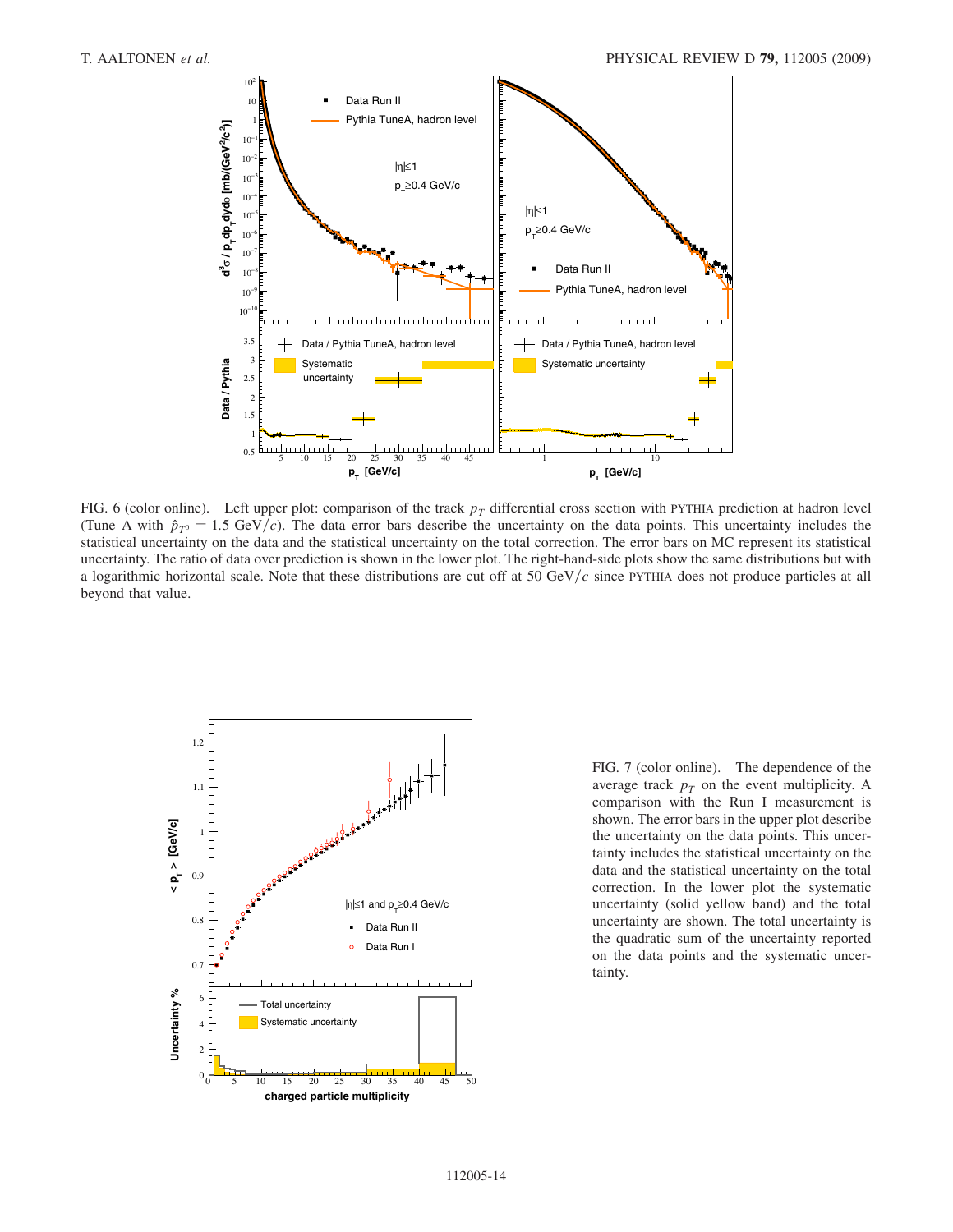FIG. 6 (color online). Left upper plot: comparison of the track $p_T$ differential cross section with PYTHIA prediction at hadron level (Tune A with $\hat{p}_{T^0} = 1.5$ GeV/$c$). The data error bars describe the uncertainty on the data points. This uncertainty includes the statistical uncertainty on the data and the statistical uncertainty on the total correction. The error bars on MC represent its statistical uncertainty. The ratio of data over prediction is shown in the lower plot. The right-hand-side plots show the same distributions but with a logarithmic horizontal scale. Note that these distributions are cut off at 50 GeV/$c$ since PYTHIA does not produce particles at all beyond that value.

FIG. 7 (color online). The dependence of the average track $p_T$ on the event multiplicity. A comparison with the Run I measurement is shown. The error bars in the upper plot describe the uncertainty on the data points. This uncertainty includes the statistical uncertainty on the data and the statistical uncertainty on the total correction. In the lower plot the systematic uncertainty (solid yellow band) and the total uncertainty are shown. The total uncertainty is the quadratic sum of the uncertainty reported on the data points and the systematic uncertainty.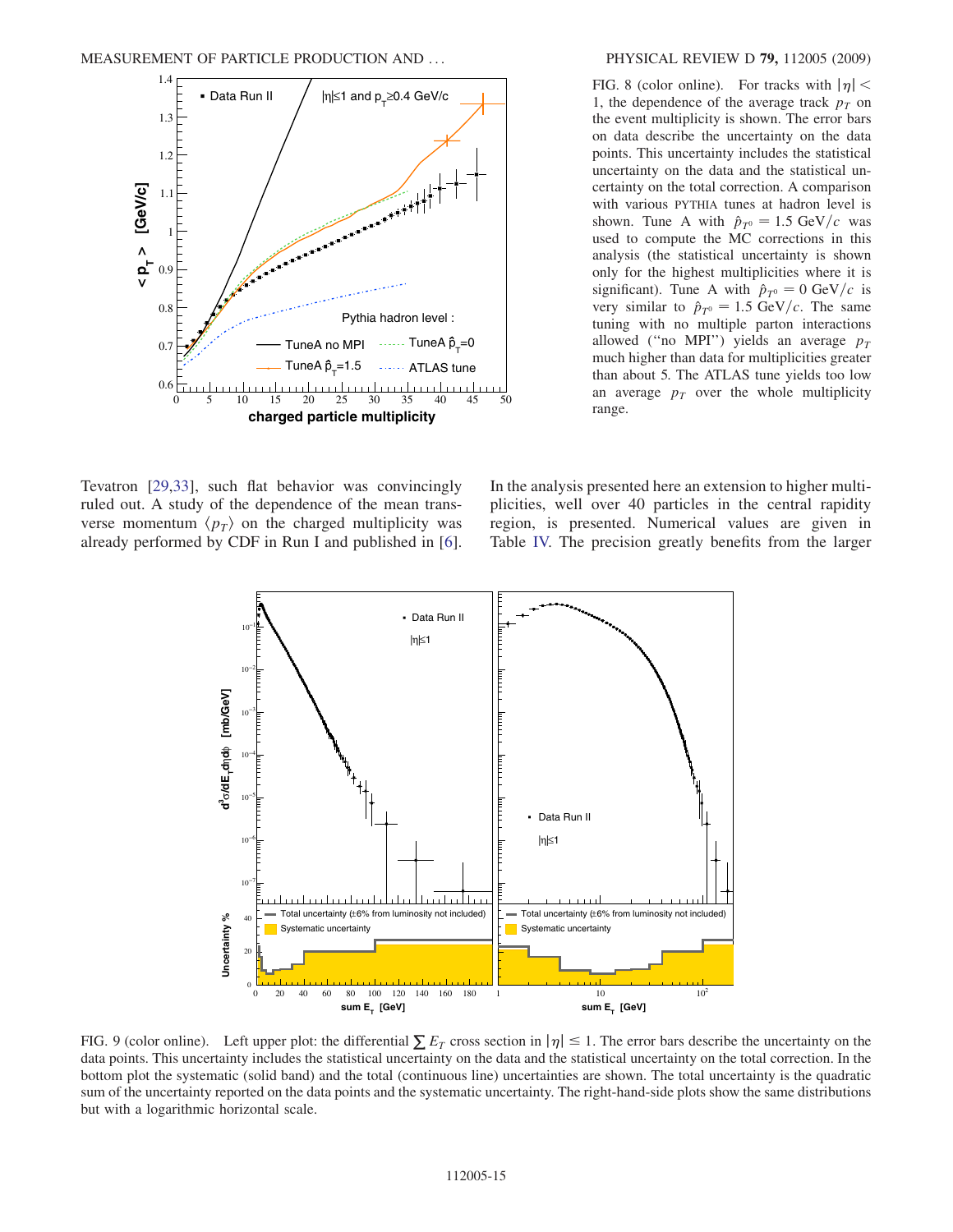FIG. 8 (color online). For tracks with $|\eta| < 1$, the dependence of the average track $p_T$ on the event multiplicity is shown. The error bars on data describe the uncertainty on the data points. This uncertainty includes the statistical uncertainty on the data and the statistical uncertainty on the total correction. A comparison with various PYTHIA tunes at hadron level is shown. Tune A with $\hat{p}_{T^0} = 1.5$ GeV/$c$ was used to compute the MC corrections in this analysis (the statistical uncertainty is shown only for the highest multiplicities where it is significant). Tune A with $\hat{p}_{T^0} = 0$ GeV/$c$ is very similar to $\hat{p}_{T^0} = 1.5$ GeV/$c$. The same tuning with no multiple parton interactions allowed ("no MPI") yields an average $p_T$ much higher than data for multiplicities greater than about 5. The ATLAS tune yields too low an average $p_T$ over the whole multiplicity range.

Tevatron [29,33], such flat behavior was convincingly ruled out. A study of the dependence of the mean transverse momentum $\langle p_T \rangle$ on the charged multiplicity was already performed by CDF in Run I and published in [6]. In the analysis presented here an extension to higher multiplicities, well over 40 particles in the central rapidity region, is presented. Numerical values are given in Table IV. The precision greatly benefits from the larger

FIG. 9 (color online). Left upper plot: the differential $\sum E_T$ cross section in $|\eta| \leq 1$. The error bars describe the uncertainty on the data points. This uncertainty includes the statistical uncertainty on the data and the statistical uncertainty on the total correction. In the bottom plot the systematic (solid band) and the total (continuous line) uncertainties are shown. The total uncertainty is the quadratic sum of the uncertainty reported on the data points and the systematic uncertainty. The right-hand-side plots show the same distributions but with a logarithmic horizontal scale.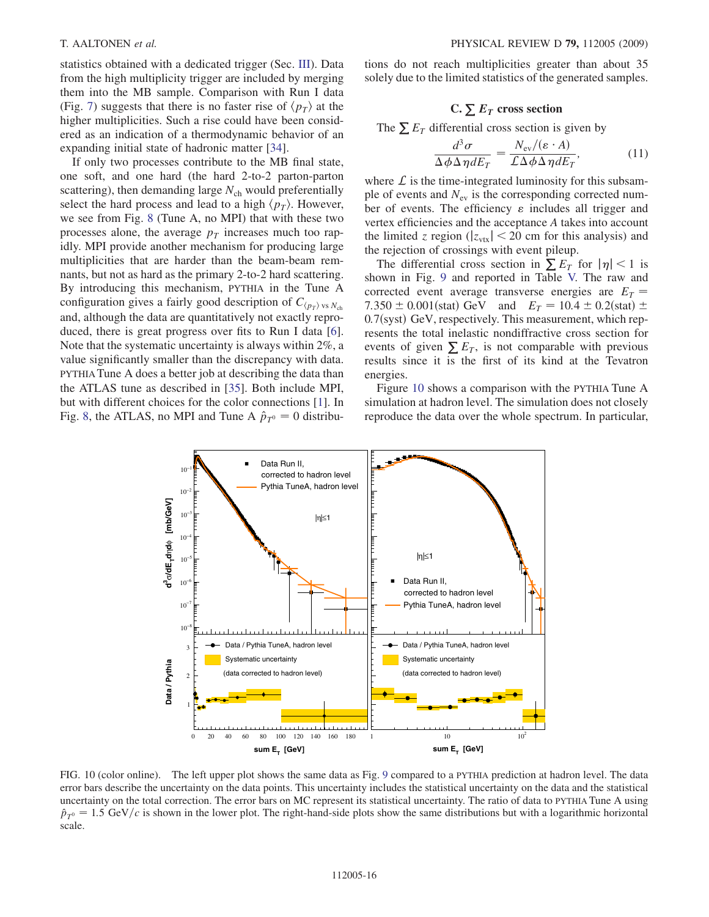statistics obtained with a dedicated trigger (Sec. III). Data from the high multiplicity trigger are included by merging them into the MB sample. Comparison with Run I data (Fig. 7) suggests that there is no faster rise of $\langle p_T \rangle$ at the higher multiplicities. Such a rise could have been considered as an indication of a thermodynamic behavior of an expanding initial state of hadronic matter [34].

If only two processes contribute to the MB final state, one soft, and one hard (the hard 2-to-2 parton-parton scattering), then demanding large $N_{\rm ch}$ would preferentially select the hard process and lead to a high $\langle p_T \rangle$. However, we see from Fig. 8 (Tune A, no MPI) that with these two processes alone, the average $p_T$ increases much too rapidly. MPI provide another mechanism for producing large multiplicities that are harder than the beam-beam remnants, but not as hard as the primary 2-to-2 hard scattering. By introducing this mechanism, PYTHIA in the Tune A configuration gives a fairly good description of $C_{\langle p_T \rangle \text{ vs } N_{\rm ch}}$ and, although the data are quantitatively not exactly reproduced, there is great progress over fits to Run I data [6]. Note that the systematic uncertainty is always within 2%, a value significantly smaller than the discrepancy with data. PYTHIA Tune A does a better job at describing the data than the ATLAS tune as described in [35]. Both include MPI, but with different choices for the color connections [1]. In Fig. 8, the ATLAS, no MPI and Tune A $\hat{p}_{T^0} = 0$ distributions do not reach multiplicities greater than about 35 solely due to the limited statistics of the generated samples.

### C. $\sum E_T$ cross section

The $\sum E_T$ differential cross section is given by

$$\frac{d^3\sigma}{\Delta\phi\Delta\eta dE_T} = \frac{N_{\rm ev}/(\varepsilon \cdot A)}{\mathcal{L}\Delta\phi\Delta\eta dE_T}, \tag{11}$$

where $\mathcal{L}$ is the time-integrated luminosity for this subsample of events and $N_{\rm ev}$ is the corresponding corrected number of events. The efficiency $\varepsilon$ includes all trigger and vertex efficiencies and the acceptance $A$ takes into account the limited $z$ region ($|z_{\rm vtx}| < 20$ cm for this analysis) and the rejection of crossings with event pileup.

The differential cross section in $\sum E_T$ for $|\eta| < 1$ is shown in Fig. 9 and reported in Table V. The raw and corrected event average transverse energies are $E_T = 7.350 \pm 0.001(\text{stat})$ GeV and $E_T = 10.4 \pm 0.2(\text{stat}) \pm 0.7(\text{syst})$ GeV, respectively. This measurement, which represents the total inelastic nondiffractive cross section for events of given $\sum E_T$, is not comparable with previous results since it is the first of its kind at the Tevatron energies.

Figure 10 shows a comparison with the PYTHIA Tune A simulation at hadron level. The simulation does not closely reproduce the data over the whole spectrum. In particular,

FIG. 10 (color online). The left upper plot shows the same data as Fig. 9 compared to a PYTHIA prediction at hadron level. The data error bars describe the uncertainty on the data points. This uncertainty includes the statistical uncertainty on the data and the statistical uncertainty on the total correction. The error bars on MC represent its statistical uncertainty. The ratio of data to PYTHIA Tune A using $\hat{p}_{T^0} = 1.5$ GeV$/c$ is shown in the lower plot. The right-hand-side plots show the same distributions but with a logarithmic horizontal scale.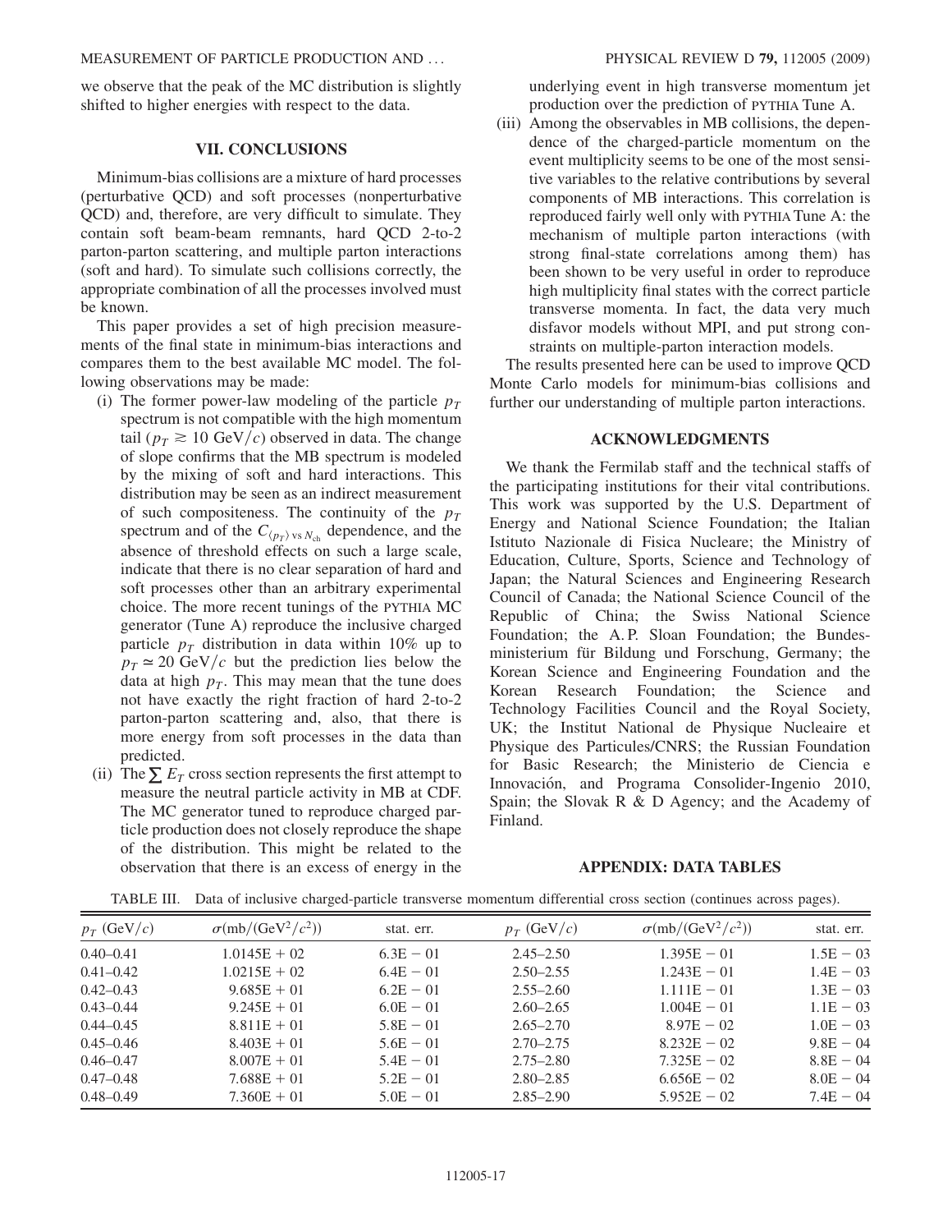we observe that the peak of the MC distribution is slightly shifted to higher energies with respect to the data.

## VII. CONCLUSIONS

Minimum-bias collisions are a mixture of hard processes (perturbative QCD) and soft processes (nonperturbative QCD) and, therefore, are very difficult to simulate. They contain soft beam-beam remnants, hard QCD 2-to-2 parton-parton scattering, and multiple parton interactions (soft and hard). To simulate such collisions correctly, the appropriate combination of all the processes involved must be known.

This paper provides a set of high precision measurements of the final state in minimum-bias interactions and compares them to the best available MC model. The following observations may be made:

(i) The former power-law modeling of the particle $p_T$ spectrum is not compatible with the high momentum tail ($p_T \gtrsim 10$ GeV$/c$) observed in data. The change of slope confirms that the MB spectrum is modeled by the mixing of soft and hard interactions. This distribution may be seen as an indirect measurement of such compositeness. The continuity of the $p_T$ spectrum and of the $C_{\langle p_T \rangle \text{ vs } N_{\text{ch}}}$ dependence, and the absence of threshold effects on such a large scale, indicate that there is no clear separation of hard and soft processes other than an arbitrary experimental choice. The more recent tunings of the PYTHIA MC generator (Tune A) reproduce the inclusive charged particle $p_T$ distribution in data within 10% up to $p_T \simeq 20$ GeV$/c$ but the prediction lies below the data at high $p_T$. This may mean that the tune does not have exactly the right fraction of hard 2-to-2 parton-parton scattering and, also, that there is more energy from soft processes in the data than predicted.

(ii) The $\sum E_T$ cross section represents the first attempt to measure the neutral particle activity in MB at CDF. The MC generator tuned to reproduce charged particle production does not closely reproduce the shape of the distribution. This might be related to the observation that there is an excess of energy in the underlying event in high transverse momentum jet production over the prediction of PYTHIA Tune A.

(iii) Among the observables in MB collisions, the dependence of the charged-particle momentum on the event multiplicity seems to be one of the most sensitive variables to the relative contributions by several components of MB interactions. This correlation is reproduced fairly well only with PYTHIA Tune A: the mechanism of multiple parton interactions (with strong final-state correlations among them) has been shown to be very useful in order to reproduce high multiplicity final states with the correct particle transverse momenta. In fact, the data very much disfavor models without MPI, and put strong constraints on multiple-parton interaction models.

The results presented here can be used to improve QCD Monte Carlo models for minimum-bias collisions and further our understanding of multiple parton interactions.

## ACKNOWLEDGMENTS

We thank the Fermilab staff and the technical staffs of the participating institutions for their vital contributions. This work was supported by the U.S. Department of Energy and National Science Foundation; the Italian Istituto Nazionale di Fisica Nucleare; the Ministry of Education, Culture, Sports, Science and Technology of Japan; the Natural Sciences and Engineering Research Council of Canada; the National Science Council of the Republic of China; the Swiss National Science Foundation; the A. P. Sloan Foundation; the Bundesministerium für Bildung und Forschung, Germany; the Korean Science and Engineering Foundation and the Korean Research Foundation; the Science and Technology Facilities Council and the Royal Society, UK; the Institut National de Physique Nucleaire et Physique des Particules/CNRS; the Russian Foundation for Basic Research; the Ministerio de Ciencia e Innovación, and Programa Consolider-Ingenio 2010, Spain; the Slovak R & D Agency; and the Academy of Finland.

## APPENDIX: DATA TABLES

TABLE III. Data of inclusive charged-particle transverse momentum differential cross section (continues across pages).

| $p_T$ (GeV$/c$) | $\sigma$(mb$/$(GeV$^2/c^2$)) | stat. err. | $p_T$ (GeV$/c$) | $\sigma$(mb$/$(GeV$^2/c^2$)) | stat. err. |
|---|---|---|---|---|---|
| 0.40–0.41 | 1.0145E + 02 | 6.3E − 01 | 2.45–2.50 | 1.395E − 01 | 1.5E − 03 |
| 0.41–0.42 | 1.0215E + 02 | 6.4E − 01 | 2.50–2.55 | 1.243E − 01 | 1.4E − 03 |
| 0.42–0.43 | 9.685E + 01 | 6.2E − 01 | 2.55–2.60 | 1.111E − 01 | 1.3E − 03 |
| 0.43–0.44 | 9.245E + 01 | 6.0E − 01 | 2.60–2.65 | 1.004E − 01 | 1.1E − 03 |
| 0.44–0.45 | 8.811E + 01 | 5.8E − 01 | 2.65–2.70 | 8.97E − 02 | 1.0E − 03 |
| 0.45–0.46 | 8.403E + 01 | 5.6E − 01 | 2.70–2.75 | 8.232E − 02 | 9.8E − 04 |
| 0.46–0.47 | 8.007E + 01 | 5.4E − 01 | 2.75–2.80 | 7.325E − 02 | 8.8E − 04 |
| 0.47–0.48 | 7.688E + 01 | 5.2E − 01 | 2.80–2.85 | 6.656E − 02 | 8.0E − 04 |
| 0.48–0.49 | 7.360E + 01 | 5.0E − 01 | 2.85–2.90 | 5.952E − 02 | 7.4E − 04 |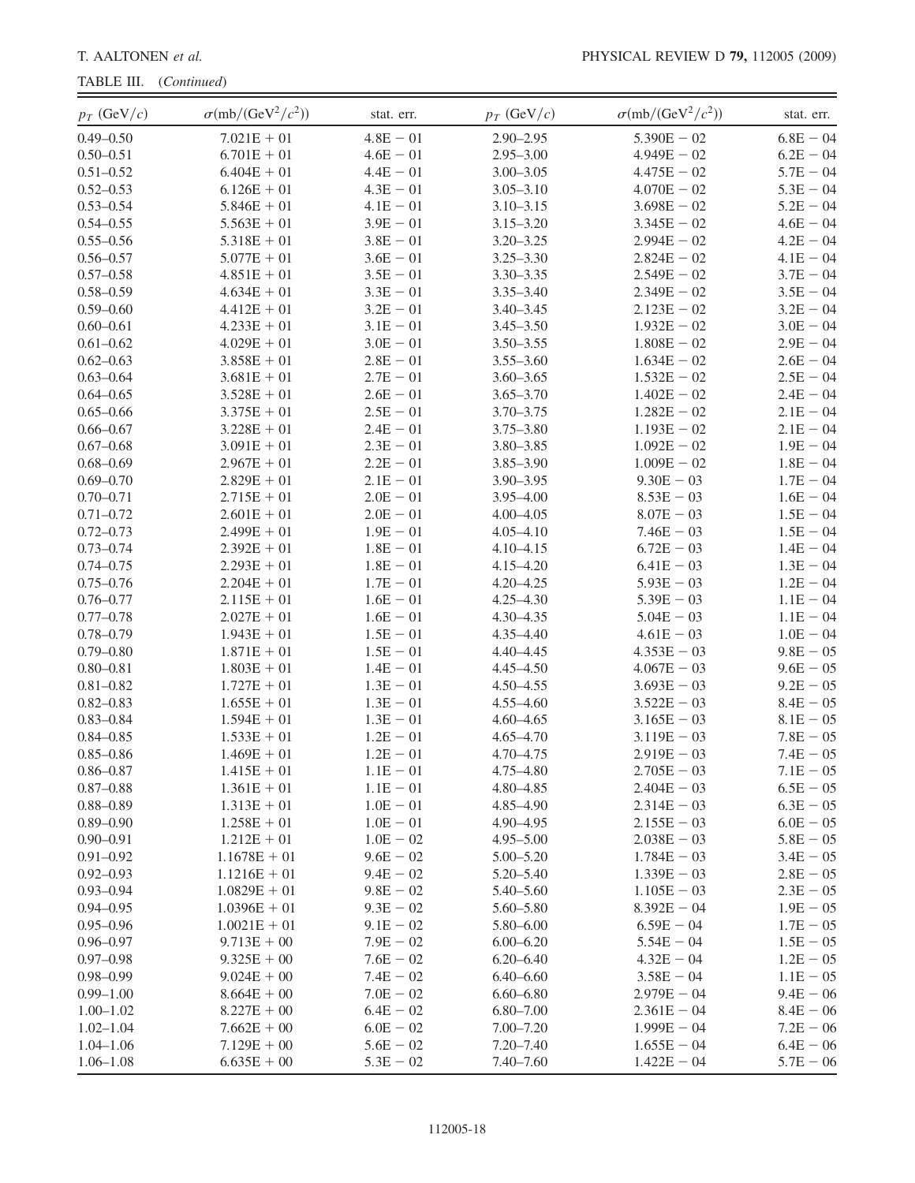TABLE III. (*Continued*)

| $p_T$ (GeV/$c$) | $\sigma$(mb/(GeV$^2$/$c^2$)) | stat. err. | $p_T$ (GeV/$c$) | $\sigma$(mb/(GeV$^2$/$c^2$)) | stat. err. |
|---|---|---|---|---|---|
| 0.49–0.50 | 7.021E + 01 | 4.8E − 01 | 2.90–2.95 | 5.390E − 02 | 6.8E − 04 |
| 0.50–0.51 | 6.701E + 01 | 4.6E − 01 | 2.95–3.00 | 4.949E − 02 | 6.2E − 04 |
| 0.51–0.52 | 6.404E + 01 | 4.4E − 01 | 3.00–3.05 | 4.475E − 02 | 5.7E − 04 |
| 0.52–0.53 | 6.126E + 01 | 4.3E − 01 | 3.05–3.10 | 4.070E − 02 | 5.3E − 04 |
| 0.53–0.54 | 5.846E + 01 | 4.1E − 01 | 3.10–3.15 | 3.698E − 02 | 5.2E − 04 |
| 0.54–0.55 | 5.563E + 01 | 3.9E − 01 | 3.15–3.20 | 3.345E − 02 | 4.6E − 04 |
| 0.55–0.56 | 5.318E + 01 | 3.8E − 01 | 3.20–3.25 | 2.994E − 02 | 4.2E − 04 |
| 0.56–0.57 | 5.077E + 01 | 3.6E − 01 | 3.25–3.30 | 2.824E − 02 | 4.1E − 04 |
| 0.57–0.58 | 4.851E + 01 | 3.5E − 01 | 3.30–3.35 | 2.549E − 02 | 3.7E − 04 |
| 0.58–0.59 | 4.634E + 01 | 3.3E − 01 | 3.35–3.40 | 2.349E − 02 | 3.5E − 04 |
| 0.59–0.60 | 4.412E + 01 | 3.2E − 01 | 3.40–3.45 | 2.123E − 02 | 3.2E − 04 |
| 0.60–0.61 | 4.233E + 01 | 3.1E − 01 | 3.45–3.50 | 1.932E − 02 | 3.0E − 04 |
| 0.61–0.62 | 4.029E + 01 | 3.0E − 01 | 3.50–3.55 | 1.808E − 02 | 2.9E − 04 |
| 0.62–0.63 | 3.858E + 01 | 2.8E − 01 | 3.55–3.60 | 1.634E − 02 | 2.6E − 04 |
| 0.63–0.64 | 3.681E + 01 | 2.7E − 01 | 3.60–3.65 | 1.532E − 02 | 2.5E − 04 |
| 0.64–0.65 | 3.528E + 01 | 2.6E − 01 | 3.65–3.70 | 1.402E − 02 | 2.4E − 04 |
| 0.65–0.66 | 3.375E + 01 | 2.5E − 01 | 3.70–3.75 | 1.282E − 02 | 2.1E − 04 |
| 0.66–0.67 | 3.228E + 01 | 2.4E − 01 | 3.75–3.80 | 1.193E − 02 | 2.1E − 04 |
| 0.67–0.68 | 3.091E + 01 | 2.3E − 01 | 3.80–3.85 | 1.092E − 02 | 1.9E − 04 |
| 0.68–0.69 | 2.967E + 01 | 2.2E − 01 | 3.85–3.90 | 1.009E − 02 | 1.8E − 04 |
| 0.69–0.70 | 2.829E + 01 | 2.1E − 01 | 3.90–3.95 | 9.30E − 03 | 1.7E − 04 |
| 0.70–0.71 | 2.715E + 01 | 2.0E − 01 | 3.95–4.00 | 8.53E − 03 | 1.6E − 04 |
| 0.71–0.72 | 2.601E + 01 | 2.0E − 01 | 4.00–4.05 | 8.07E − 03 | 1.5E − 04 |
| 0.72–0.73 | 2.499E + 01 | 1.9E − 01 | 4.05–4.10 | 7.46E − 03 | 1.5E − 04 |
| 0.73–0.74 | 2.392E + 01 | 1.8E − 01 | 4.10–4.15 | 6.72E − 03 | 1.4E − 04 |
| 0.74–0.75 | 2.293E + 01 | 1.8E − 01 | 4.15–4.20 | 6.41E − 03 | 1.3E − 04 |
| 0.75–0.76 | 2.204E + 01 | 1.7E − 01 | 4.20–4.25 | 5.93E − 03 | 1.2E − 04 |
| 0.76–0.77 | 2.115E + 01 | 1.6E − 01 | 4.25–4.30 | 5.39E − 03 | 1.1E − 04 |
| 0.77–0.78 | 2.027E + 01 | 1.6E − 01 | 4.30–4.35 | 5.04E − 03 | 1.1E − 04 |
| 0.78–0.79 | 1.943E + 01 | 1.5E − 01 | 4.35–4.40 | 4.61E − 03 | 1.0E − 04 |
| 0.79–0.80 | 1.871E + 01 | 1.5E − 01 | 4.40–4.45 | 4.353E − 03 | 9.8E − 05 |
| 0.80–0.81 | 1.803E + 01 | 1.4E − 01 | 4.45–4.50 | 4.067E − 03 | 9.6E − 05 |
| 0.81–0.82 | 1.727E + 01 | 1.3E − 01 | 4.50–4.55 | 3.693E − 03 | 9.2E − 05 |
| 0.82–0.83 | 1.655E + 01 | 1.3E − 01 | 4.55–4.60 | 3.522E − 03 | 8.4E − 05 |
| 0.83–0.84 | 1.594E + 01 | 1.3E − 01 | 4.60–4.65 | 3.165E − 03 | 8.1E − 05 |
| 0.84–0.85 | 1.533E + 01 | 1.2E − 01 | 4.65–4.70 | 3.119E − 03 | 7.8E − 05 |
| 0.85–0.86 | 1.469E + 01 | 1.2E − 01 | 4.70–4.75 | 2.919E − 03 | 7.4E − 05 |
| 0.86–0.87 | 1.415E + 01 | 1.1E − 01 | 4.75–4.80 | 2.705E − 03 | 7.1E − 05 |
| 0.87–0.88 | 1.361E + 01 | 1.1E − 01 | 4.80–4.85 | 2.404E − 03 | 6.5E − 05 |
| 0.88–0.89 | 1.313E + 01 | 1.0E − 01 | 4.85–4.90 | 2.314E − 03 | 6.3E − 05 |
| 0.89–0.90 | 1.258E + 01 | 1.0E − 01 | 4.90–4.95 | 2.155E − 03 | 6.0E − 05 |
| 0.90–0.91 | 1.212E + 01 | 1.0E − 02 | 4.95–5.00 | 2.038E − 03 | 5.8E − 05 |
| 0.91–0.92 | 1.1678E + 01 | 9.6E − 02 | 5.00–5.20 | 1.784E − 03 | 3.4E − 05 |
| 0.92–0.93 | 1.1216E + 01 | 9.4E − 02 | 5.20–5.40 | 1.339E − 03 | 2.8E − 05 |
| 0.93–0.94 | 1.0829E + 01 | 9.8E − 02 | 5.40–5.60 | 1.105E − 03 | 2.3E − 05 |
| 0.94–0.95 | 1.0396E + 01 | 9.3E − 02 | 5.60–5.80 | 8.392E − 04 | 1.9E − 05 |
| 0.95–0.96 | 1.0021E + 01 | 9.1E − 02 | 5.80–6.00 | 6.59E − 04 | 1.7E − 05 |
| 0.96–0.97 | 9.713E + 00 | 7.9E − 02 | 6.00–6.20 | 5.54E − 04 | 1.5E − 05 |
| 0.97–0.98 | 9.325E + 00 | 7.6E − 02 | 6.20–6.40 | 4.32E − 04 | 1.2E − 05 |
| 0.98–0.99 | 9.024E + 00 | 7.4E − 02 | 6.40–6.60 | 3.58E − 04 | 1.1E − 05 |
| 0.99–1.00 | 8.664E + 00 | 7.0E − 02 | 6.60–6.80 | 2.979E − 04 | 9.4E − 06 |
| 1.00–1.02 | 8.227E + 00 | 6.4E − 02 | 6.80–7.00 | 2.361E − 04 | 8.4E − 06 |
| 1.02–1.04 | 7.662E + 00 | 6.0E − 02 | 7.00–7.20 | 1.999E − 04 | 7.2E − 06 |
| 1.04–1.06 | 7.129E + 00 | 5.6E − 02 | 7.20–7.40 | 1.655E − 04 | 6.4E − 06 |
| 1.06–1.08 | 6.635E + 00 | 5.3E − 02 | 7.40–7.60 | 1.422E − 04 | 5.7E − 06 |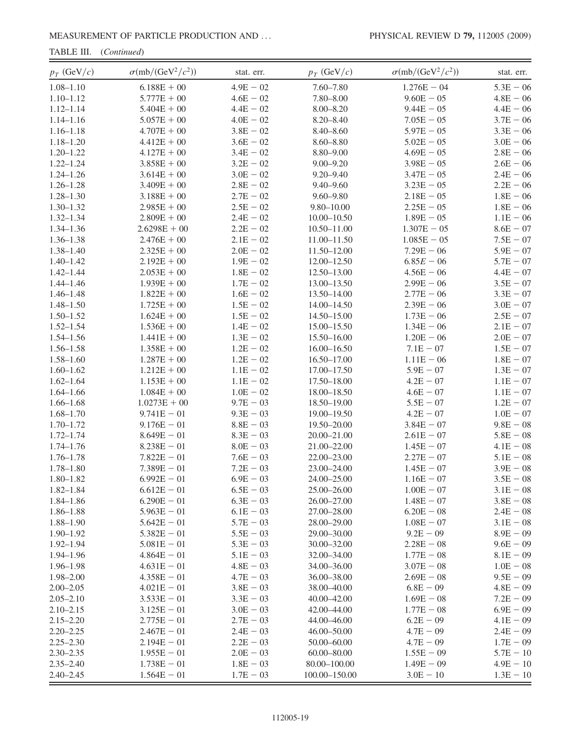TABLE III. (*Continued*)

| $p_T$ (GeV/$c$) | $\sigma$(mb/(GeV$^2$/$c^2$)) | stat. err. | $p_T$ (GeV/$c$) | $\sigma$(mb/(GeV$^2$/$c^2$)) | stat. err. |
|---|---|---|---|---|---|
| 1.08–1.10 | 6.188E + 00 | 4.9E − 02 | 7.60–7.80 | 1.276E − 04 | 5.3E − 06 |
| 1.10–1.12 | 5.777E + 00 | 4.6E − 02 | 7.80–8.00 | 9.60E − 05 | 4.8E − 06 |
| 1.12–1.14 | 5.404E + 00 | 4.4E − 02 | 8.00–8.20 | 9.44E − 05 | 4.4E − 06 |
| 1.14–1.16 | 5.057E + 00 | 4.0E − 02 | 8.20–8.40 | 7.05E − 05 | 3.7E − 06 |
| 1.16–1.18 | 4.707E + 00 | 3.8E − 02 | 8.40–8.60 | 5.97E − 05 | 3.3E − 06 |
| 1.18–1.20 | 4.412E + 00 | 3.6E − 02 | 8.60–8.80 | 5.02E − 05 | 3.0E − 06 |
| 1.20–1.22 | 4.127E + 00 | 3.4E − 02 | 8.80–9.00 | 4.69E − 05 | 2.8E − 06 |
| 1.22–1.24 | 3.858E + 00 | 3.2E − 02 | 9.00–9.20 | 3.98E − 05 | 2.6E − 06 |
| 1.24–1.26 | 3.614E + 00 | 3.0E − 02 | 9.20–9.40 | 3.47E − 05 | 2.4E − 06 |
| 1.26–1.28 | 3.409E + 00 | 2.8E − 02 | 9.40–9.60 | 3.23E − 05 | 2.2E − 06 |
| 1.28–1.30 | 3.188E + 00 | 2.7E − 02 | 9.60–9.80 | 2.18E − 05 | 1.8E − 06 |
| 1.30–1.32 | 2.985E + 00 | 2.5E − 02 | 9.80–10.00 | 2.25E − 05 | 1.8E − 06 |
| 1.32–1.34 | 2.809E + 00 | 2.4E − 02 | 10.00–10.50 | 1.89E − 05 | 1.1E − 06 |
| 1.34–1.36 | 2.6298E + 00 | 2.2E − 02 | 10.50–11.00 | 1.307E − 05 | 8.6E − 07 |
| 1.36–1.38 | 2.476E + 00 | 2.1E − 02 | 11.00–11.50 | 1.085E − 05 | 7.5E − 07 |
| 1.38–1.40 | 2.325E + 00 | 2.0E − 02 | 11.50–12.00 | 7.29E − 06 | 5.9E − 07 |
| 1.40–1.42 | 2.192E + 00 | 1.9E − 02 | 12.00–12.50 | 6.85E − 06 | 5.7E − 07 |
| 1.42–1.44 | 2.053E + 00 | 1.8E − 02 | 12.50–13.00 | 4.56E − 06 | 4.4E − 07 |
| 1.44–1.46 | 1.939E + 00 | 1.7E − 02 | 13.00–13.50 | 2.99E − 06 | 3.5E − 07 |
| 1.46–1.48 | 1.822E + 00 | 1.6E − 02 | 13.50–14.00 | 2.77E − 06 | 3.3E − 07 |
| 1.48–1.50 | 1.725E + 00 | 1.5E − 02 | 14.00–14.50 | 2.39E − 06 | 3.0E − 07 |
| 1.50–1.52 | 1.624E + 00 | 1.5E − 02 | 14.50–15.00 | 1.73E − 06 | 2.5E − 07 |
| 1.52–1.54 | 1.536E + 00 | 1.4E − 02 | 15.00–15.50 | 1.34E − 06 | 2.1E − 07 |
| 1.54–1.56 | 1.441E + 00 | 1.3E − 02 | 15.50–16.00 | 1.20E − 06 | 2.0E − 07 |
| 1.56–1.58 | 1.358E + 00 | 1.2E − 02 | 16.00–16.50 | 7.1E − 07 | 1.5E − 07 |
| 1.58–1.60 | 1.287E + 00 | 1.2E − 02 | 16.50–17.00 | 1.11E − 06 | 1.8E − 07 |
| 1.60–1.62 | 1.212E + 00 | 1.1E − 02 | 17.00–17.50 | 5.9E − 07 | 1.3E − 07 |
| 1.62–1.64 | 1.153E + 00 | 1.1E − 02 | 17.50–18.00 | 4.2E − 07 | 1.1E − 07 |
| 1.64–1.66 | 1.084E + 00 | 1.0E − 02 | 18.00–18.50 | 4.6E − 07 | 1.1E − 07 |
| 1.66–1.68 | 1.0273E + 00 | 9.7E − 03 | 18.50–19.00 | 5.5E − 07 | 1.2E − 07 |
| 1.68–1.70 | 9.741E − 01 | 9.3E − 03 | 19.00–19.50 | 4.2E − 07 | 1.0E − 07 |
| 1.70–1.72 | 9.176E − 01 | 8.8E − 03 | 19.50–20.00 | 3.84E − 07 | 9.8E − 08 |
| 1.72–1.74 | 8.649E − 01 | 8.3E − 03 | 20.00–21.00 | 2.61E − 07 | 5.8E − 08 |
| 1.74–1.76 | 8.238E − 01 | 8.0E − 03 | 21.00–22.00 | 1.45E − 07 | 4.1E − 08 |
| 1.76–1.78 | 7.822E − 01 | 7.6E − 03 | 22.00–23.00 | 2.27E − 07 | 5.1E − 08 |
| 1.78–1.80 | 7.389E − 01 | 7.2E − 03 | 23.00–24.00 | 1.45E − 07 | 3.9E − 08 |
| 1.80–1.82 | 6.992E − 01 | 6.9E − 03 | 24.00–25.00 | 1.16E − 07 | 3.5E − 08 |
| 1.82–1.84 | 6.612E − 01 | 6.5E − 03 | 25.00–26.00 | 1.00E − 07 | 3.1E − 08 |
| 1.84–1.86 | 6.290E − 01 | 6.3E − 03 | 26.00–27.00 | 1.48E − 07 | 3.8E − 08 |
| 1.86–1.88 | 5.963E − 01 | 6.1E − 03 | 27.00–28.00 | 6.20E − 08 | 2.4E − 08 |
| 1.88–1.90 | 5.642E − 01 | 5.7E − 03 | 28.00–29.00 | 1.08E − 07 | 3.1E − 08 |
| 1.90–1.92 | 5.382E − 01 | 5.5E − 03 | 29.00–30.00 | 9.2E − 09 | 8.9E − 09 |
| 1.92–1.94 | 5.081E − 01 | 5.3E − 03 | 30.00–32.00 | 2.28E − 08 | 9.6E − 09 |
| 1.94–1.96 | 4.864E − 01 | 5.1E − 03 | 32.00–34.00 | 1.77E − 08 | 8.1E − 09 |
| 1.96–1.98 | 4.631E − 01 | 4.8E − 03 | 34.00–36.00 | 3.07E − 08 | 1.0E − 08 |
| 1.98–2.00 | 4.358E − 01 | 4.7E − 03 | 36.00–38.00 | 2.69E − 08 | 9.5E − 09 |
| 2.00–2.05 | 4.021E − 01 | 3.8E − 03 | 38.00–40.00 | 6.8E − 09 | 4.8E − 09 |
| 2.05–2.10 | 3.533E − 01 | 3.3E − 03 | 40.00–42.00 | 1.69E − 08 | 7.2E − 09 |
| 2.10–2.15 | 3.125E − 01 | 3.0E − 03 | 42.00–44.00 | 1.77E − 08 | 6.9E − 09 |
| 2.15–2.20 | 2.775E − 01 | 2.7E − 03 | 44.00–46.00 | 6.2E − 09 | 4.1E − 09 |
| 2.20–2.25 | 2.467E − 01 | 2.4E − 03 | 46.00–50.00 | 4.7E − 09 | 2.4E − 09 |
| 2.25–2.30 | 2.194E − 01 | 2.2E − 03 | 50.00–60.00 | 4.7E − 09 | 1.7E − 09 |
| 2.30–2.35 | 1.955E − 01 | 2.0E − 03 | 60.00–80.00 | 1.55E − 09 | 5.7E − 10 |
| 2.35–2.40 | 1.738E − 01 | 1.8E − 03 | 80.00–100.00 | 1.49E − 09 | 4.9E − 10 |
| 2.40–2.45 | 1.564E − 01 | 1.7E − 03 | 100.00–150.00 | 3.0E − 10 | 1.3E − 10 |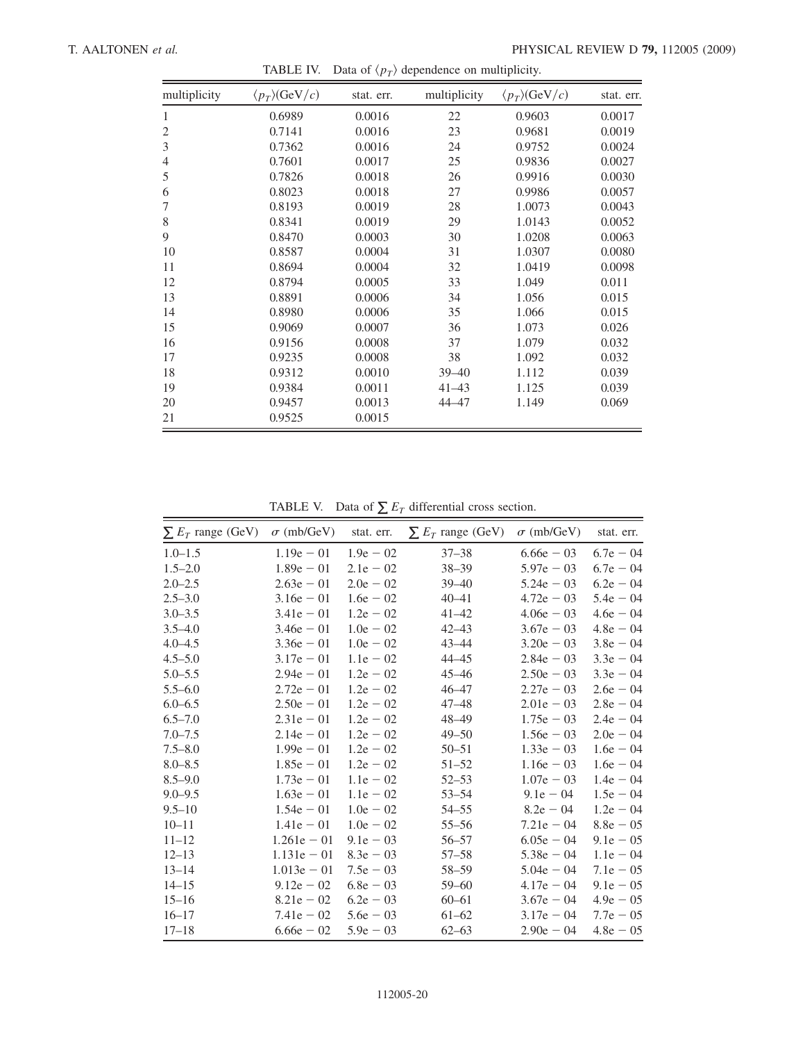TABLE IV. Data of $\langle p_T \rangle$ dependence on multiplicity.

| multiplicity | $\langle p_T \rangle$(GeV/$c$) | stat. err. | multiplicity | $\langle p_T \rangle$(GeV/$c$) | stat. err. |
|---|---|---|---|---|---|
| 1 | 0.6989 | 0.0016 | 22 | 0.9603 | 0.0017 |
| 2 | 0.7141 | 0.0016 | 23 | 0.9681 | 0.0019 |
| 3 | 0.7362 | 0.0016 | 24 | 0.9752 | 0.0024 |
| 4 | 0.7601 | 0.0017 | 25 | 0.9836 | 0.0027 |
| 5 | 0.7826 | 0.0018 | 26 | 0.9916 | 0.0030 |
| 6 | 0.8023 | 0.0018 | 27 | 0.9986 | 0.0057 |
| 7 | 0.8193 | 0.0019 | 28 | 1.0073 | 0.0043 |
| 8 | 0.8341 | 0.0019 | 29 | 1.0143 | 0.0052 |
| 9 | 0.8470 | 0.0003 | 30 | 1.0208 | 0.0063 |
| 10 | 0.8587 | 0.0004 | 31 | 1.0307 | 0.0080 |
| 11 | 0.8694 | 0.0004 | 32 | 1.0419 | 0.0098 |
| 12 | 0.8794 | 0.0005 | 33 | 1.049 | 0.011 |
| 13 | 0.8891 | 0.0006 | 34 | 1.056 | 0.015 |
| 14 | 0.8980 | 0.0006 | 35 | 1.066 | 0.015 |
| 15 | 0.9069 | 0.0007 | 36 | 1.073 | 0.026 |
| 16 | 0.9156 | 0.0008 | 37 | 1.079 | 0.032 |
| 17 | 0.9235 | 0.0008 | 38 | 1.092 | 0.032 |
| 18 | 0.9312 | 0.0010 | 39–40 | 1.112 | 0.039 |
| 19 | 0.9384 | 0.0011 | 41–43 | 1.125 | 0.039 |
| 20 | 0.9457 | 0.0013 | 44–47 | 1.149 | 0.069 |
| 21 | 0.9525 | 0.0015 | | | |

TABLE V. Data of $\sum E_T$ differential cross section.

| $\sum E_T$ range (GeV) | $\sigma$ (mb/GeV) | stat. err. | $\sum E_T$ range (GeV) | $\sigma$ (mb/GeV) | stat. err. |
|---|---|---|---|---|---|
| 1.0–1.5 | 1.19e − 01 | 1.9e − 02 | 37–38 | 6.66e − 03 | 6.7e − 04 |
| 1.5–2.0 | 1.89e − 01 | 2.1e − 02 | 38–39 | 5.97e − 03 | 6.7e − 04 |
| 2.0–2.5 | 2.63e − 01 | 2.0e − 02 | 39–40 | 5.24e − 03 | 6.2e − 04 |
| 2.5–3.0 | 3.16e − 01 | 1.6e − 02 | 40–41 | 4.72e − 03 | 5.4e − 04 |
| 3.0–3.5 | 3.41e − 01 | 1.2e − 02 | 41–42 | 4.06e − 03 | 4.6e − 04 |
| 3.5–4.0 | 3.46e − 01 | 1.0e − 02 | 42–43 | 3.67e − 03 | 4.8e − 04 |
| 4.0–4.5 | 3.36e − 01 | 1.0e − 02 | 43–44 | 3.20e − 03 | 3.8e − 04 |
| 4.5–5.0 | 3.17e − 01 | 1.1e − 02 | 44–45 | 2.84e − 03 | 3.3e − 04 |
| 5.0–5.5 | 2.94e − 01 | 1.2e − 02 | 45–46 | 2.50e − 03 | 3.3e − 04 |
| 5.5–6.0 | 2.72e − 01 | 1.2e − 02 | 46–47 | 2.27e − 03 | 2.6e − 04 |
| 6.0–6.5 | 2.50e − 01 | 1.2e − 02 | 47–48 | 2.01e − 03 | 2.8e − 04 |
| 6.5–7.0 | 2.31e − 01 | 1.2e − 02 | 48–49 | 1.75e − 03 | 2.4e − 04 |
| 7.0–7.5 | 2.14e − 01 | 1.2e − 02 | 49–50 | 1.56e − 03 | 2.0e − 04 |
| 7.5–8.0 | 1.99e − 01 | 1.2e − 02 | 50–51 | 1.33e − 03 | 1.6e − 04 |
| 8.0–8.5 | 1.85e − 01 | 1.2e − 02 | 51–52 | 1.16e − 03 | 1.6e − 04 |
| 8.5–9.0 | 1.73e − 01 | 1.1e − 02 | 52–53 | 1.07e − 03 | 1.4e − 04 |
| 9.0–9.5 | 1.63e − 01 | 1.1e − 02 | 53–54 | 9.1e − 04 | 1.5e − 04 |
| 9.5–10 | 1.54e − 01 | 1.0e − 02 | 54–55 | 8.2e − 04 | 1.2e − 04 |
| 10–11 | 1.41e − 01 | 1.0e − 02 | 55–56 | 7.21e − 04 | 8.8e − 05 |
| 11–12 | 1.261e − 01 | 9.1e − 03 | 56–57 | 6.05e − 04 | 9.1e − 05 |
| 12–13 | 1.131e − 01 | 8.3e − 03 | 57–58 | 5.38e − 04 | 1.1e − 04 |
| 13–14 | 1.013e − 01 | 7.5e − 03 | 58–59 | 5.04e − 04 | 7.1e − 05 |
| 14–15 | 9.12e − 02 | 6.8e − 03 | 59–60 | 4.17e − 04 | 9.1e − 05 |
| 15–16 | 8.21e − 02 | 6.2e − 03 | 60–61 | 3.67e − 04 | 4.9e − 05 |
| 16–17 | 7.41e − 02 | 5.6e − 03 | 61–62 | 3.17e − 04 | 7.7e − 05 |
| 17–18 | 6.66e − 02 | 5.9e − 03 | 62–63 | 2.90e − 04 | 4.8e − 05 |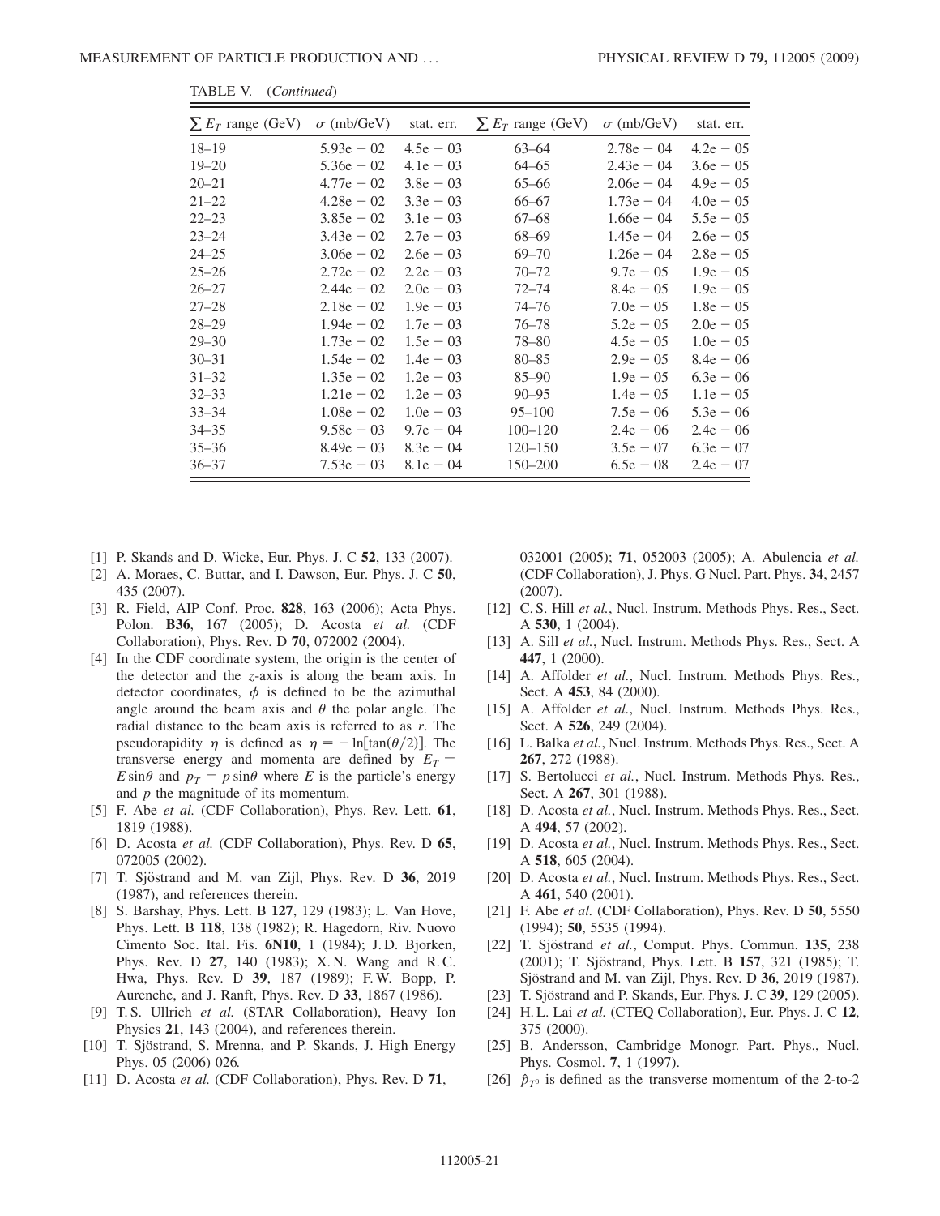TABLE V. (*Continued*)

| $\sum E_T$ range (GeV) | $\sigma$ (mb/GeV) | stat. err. | $\sum E_T$ range (GeV) | $\sigma$ (mb/GeV) | stat. err. |
|---|---|---|---|---|---|
| 18–19 | 5.93e − 02 | 4.5e − 03 | 63–64 | 2.78e − 04 | 4.2e − 05 |
| 19–20 | 5.36e − 02 | 4.1e − 03 | 64–65 | 2.43e − 04 | 3.6e − 05 |
| 20–21 | 4.77e − 02 | 3.8e − 03 | 65–66 | 2.06e − 04 | 4.9e − 05 |
| 21–22 | 4.28e − 02 | 3.3e − 03 | 66–67 | 1.73e − 04 | 4.0e − 05 |
| 22–23 | 3.85e − 02 | 3.1e − 03 | 67–68 | 1.66e − 04 | 5.5e − 05 |
| 23–24 | 3.43e − 02 | 2.7e − 03 | 68–69 | 1.45e − 04 | 2.6e − 05 |
| 24–25 | 3.06e − 02 | 2.6e − 03 | 69–70 | 1.26e − 04 | 2.8e − 05 |
| 25–26 | 2.72e − 02 | 2.2e − 03 | 70–72 | 9.7e − 05 | 1.9e − 05 |
| 26–27 | 2.44e − 02 | 2.0e − 03 | 72–74 | 8.4e − 05 | 1.9e − 05 |
| 27–28 | 2.18e − 02 | 1.9e − 03 | 74–76 | 7.0e − 05 | 1.8e − 05 |
| 28–29 | 1.94e − 02 | 1.7e − 03 | 76–78 | 5.2e − 05 | 2.0e − 05 |
| 29–30 | 1.73e − 02 | 1.5e − 03 | 78–80 | 4.5e − 05 | 1.0e − 05 |
| 30–31 | 1.54e − 02 | 1.4e − 03 | 80–85 | 2.9e − 05 | 8.4e − 06 |
| 31–32 | 1.35e − 02 | 1.2e − 03 | 85–90 | 1.9e − 05 | 6.3e − 06 |
| 32–33 | 1.21e − 02 | 1.2e − 03 | 90–95 | 1.4e − 05 | 1.1e − 05 |
| 33–34 | 1.08e − 02 | 1.0e − 03 | 95–100 | 7.5e − 06 | 5.3e − 06 |
| 34–35 | 9.58e − 03 | 9.7e − 04 | 100–120 | 2.4e − 06 | 2.4e − 06 |
| 35–36 | 8.49e − 03 | 8.3e − 04 | 120–150 | 3.5e − 07 | 6.3e − 07 |
| 36–37 | 7.53e − 03 | 8.1e − 04 | 150–200 | 6.5e − 08 | 2.4e − 07 |

[1] P. Skands and D. Wicke, Eur. Phys. J. C **52**, 133 (2007).

[2] A. Moraes, C. Buttar, and I. Dawson, Eur. Phys. J. C **50**, 435 (2007).

[3] R. Field, AIP Conf. Proc. **828**, 163 (2006); Acta Phys. Polon. **B36**, 167 (2005); D. Acosta *et al.* (CDF Collaboration), Phys. Rev. D **70**, 072002 (2004).

[4] In the CDF coordinate system, the origin is the center of the detector and the $z$-axis is along the beam axis. In detector coordinates, $\phi$ is defined to be the azimuthal angle around the beam axis and $\theta$ the polar angle. The radial distance to the beam axis is referred to as $r$. The pseudorapidity $\eta$ is defined as $\eta = -\ln[\tan(\theta/2)]$. The transverse energy and momenta are defined by $E_T = E\sin\theta$ and $p_T = p\sin\theta$ where $E$ is the particle's energy and $p$ the magnitude of its momentum.

[5] F. Abe *et al.* (CDF Collaboration), Phys. Rev. Lett. **61**, 1819 (1988).

[6] D. Acosta *et al.* (CDF Collaboration), Phys. Rev. D **65**, 072005 (2002).

[7] T. Sjöstrand and M. van Zijl, Phys. Rev. D **36**, 2019 (1987), and references therein.

[8] S. Barshay, Phys. Lett. B **127**, 129 (1983); L. Van Hove, Phys. Lett. B **118**, 138 (1982); R. Hagedorn, Riv. Nuovo Cimento Soc. Ital. Fis. **6N10**, 1 (1984); J. D. Bjorken, Phys. Rev. D **27**, 140 (1983); X. N. Wang and R. C. Hwa, Phys. Rev. D **39**, 187 (1989); F. W. Bopp, P. Aurenche, and J. Ranft, Phys. Rev. D **33**, 1867 (1986).

[9] T. S. Ullrich *et al.* (STAR Collaboration), Heavy Ion Physics **21**, 143 (2004), and references therein.

[10] T. Sjöstrand, S. Mrenna, and P. Skands, J. High Energy Phys. 05 (2006) 026.

[11] D. Acosta *et al.* (CDF Collaboration), Phys. Rev. D **71**, 032001 (2005); **71**, 052003 (2005); A. Abulencia *et al.* (CDF Collaboration), J. Phys. G Nucl. Part. Phys. **34**, 2457 (2007).

[12] C. S. Hill *et al.*, Nucl. Instrum. Methods Phys. Res., Sect. A **530**, 1 (2004).

[13] A. Sill *et al.*, Nucl. Instrum. Methods Phys. Res., Sect. A **447**, 1 (2000).

[14] A. Affolder *et al.*, Nucl. Instrum. Methods Phys. Res., Sect. A **453**, 84 (2000).

[15] A. Affolder *et al.*, Nucl. Instrum. Methods Phys. Res., Sect. A **526**, 249 (2004).

[16] L. Balka *et al.*, Nucl. Instrum. Methods Phys. Res., Sect. A **267**, 272 (1988).

[17] S. Bertolucci *et al.*, Nucl. Instrum. Methods Phys. Res., Sect. A **267**, 301 (1988).

[18] D. Acosta *et al.*, Nucl. Instrum. Methods Phys. Res., Sect. A **494**, 57 (2002).

[19] D. Acosta *et al.*, Nucl. Instrum. Methods Phys. Res., Sect. A **518**, 605 (2004).

[20] D. Acosta *et al.*, Nucl. Instrum. Methods Phys. Res., Sect. A **461**, 540 (2001).

[21] F. Abe *et al.* (CDF Collaboration), Phys. Rev. D **50**, 5550 (1994); **50**, 5535 (1994).

[22] T. Sjöstrand *et al.*, Comput. Phys. Commun. **135**, 238 (2001); T. Sjöstrand, Phys. Lett. B **157**, 321 (1985); T. Sjöstrand and M. van Zijl, Phys. Rev. D **36**, 2019 (1987).

[23] T. Sjöstrand and P. Skands, Eur. Phys. J. C **39**, 129 (2005).

[24] H. L. Lai *et al.* (CTEQ Collaboration), Eur. Phys. J. C **12**, 375 (2000).

[25] B. Andersson, Cambridge Monogr. Part. Phys., Nucl. Phys. Cosmol. **7**, 1 (1997).

[26] $\hat{p}_{T^0}$ is defined as the transverse momentum of the 2-to-2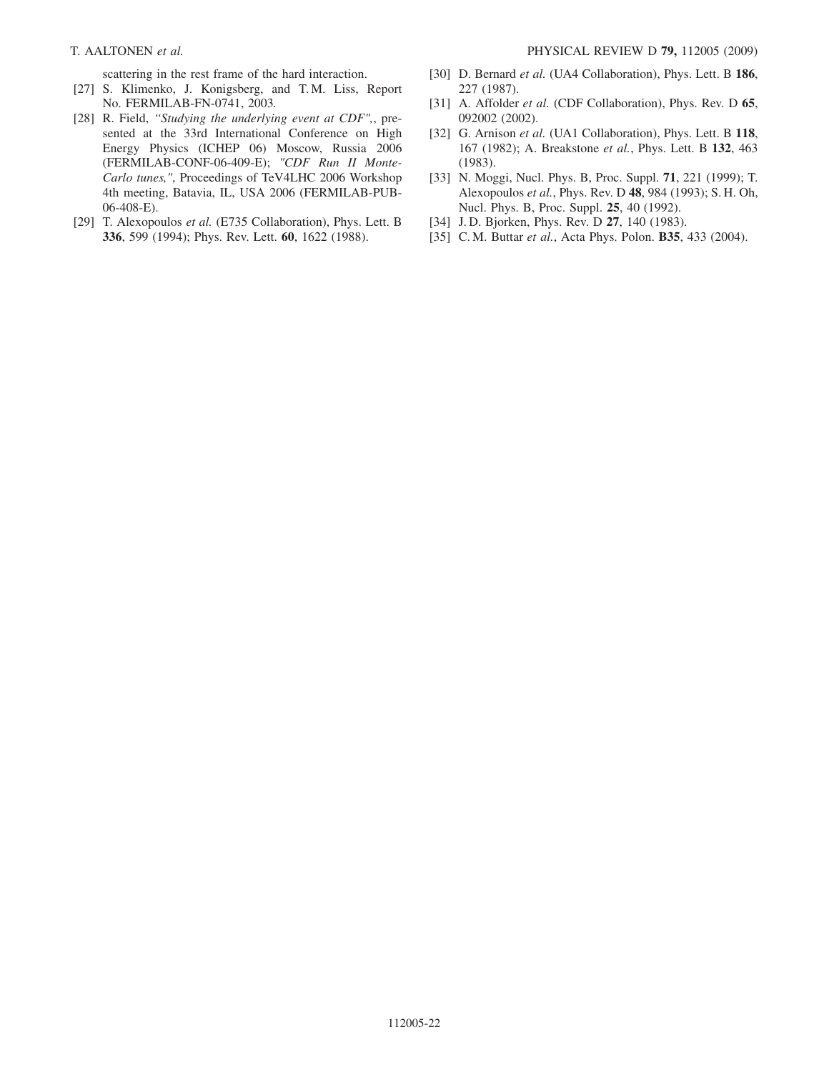scattering in the rest frame of the hard interaction.

[27] S. Klimenko, J. Konigsberg, and T. M. Liss, Report No. FERMILAB-FN-0741, 2003.

[28] R. Field, *"Studying the underlying event at CDF"*,, presented at the 33rd International Conference on High Energy Physics (ICHEP 06) Moscow, Russia 2006 (FERMILAB-CONF-06-409-E); *"CDF Run II Monte-Carlo tunes,"*, Proceedings of TeV4LHC 2006 Workshop 4th meeting, Batavia, IL, USA 2006 (FERMILAB-PUB-06-408-E).

[29] T. Alexopoulos *et al.* (E735 Collaboration), Phys. Lett. B **336**, 599 (1994); Phys. Rev. Lett. **60**, 1622 (1988).

[30] D. Bernard *et al.* (UA4 Collaboration), Phys. Lett. B **186**, 227 (1987).

[31] A. Affolder *et al.* (CDF Collaboration), Phys. Rev. D **65**, 092002 (2002).

[32] G. Arnison *et al.* (UA1 Collaboration), Phys. Lett. B **118**, 167 (1982); A. Breakstone *et al.*, Phys. Lett. B **132**, 463 (1983).

[33] N. Moggi, Nucl. Phys. B, Proc. Suppl. **71**, 221 (1999); T. Alexopoulos *et al.*, Phys. Rev. D **48**, 984 (1993); S. H. Oh, Nucl. Phys. B, Proc. Suppl. **25**, 40 (1992).

[34] J. D. Bjorken, Phys. Rev. D **27**, 140 (1983).

[35] C. M. Buttar *et al.*, Acta Phys. Polon. **B35**, 433 (2004).